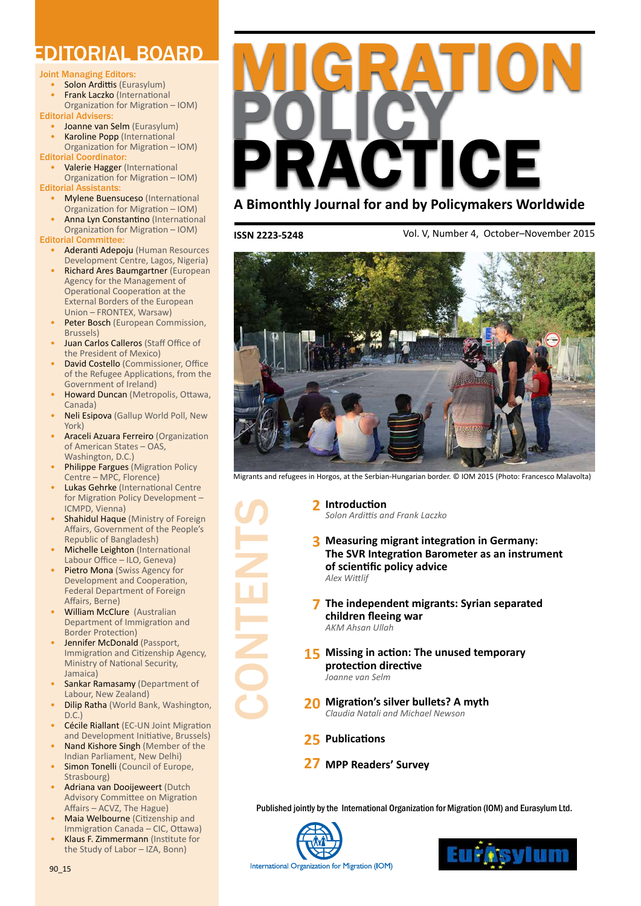# MIGRATION POLICY PRACTICE

**A Bimonthly Journal for and by Policymakers Worldwide**

**ISSN 2223-5248**

Vol. V, Number 4, October–November 2015

Migrants and refugees in Horgos, at the Serbian-Hungarian border. © IOM 2015 (Photo: Francesco Malavolta)

## CONTENTS

**2 Introduction**
*Solon Ardittis and Frank Laczko*

**3 Measuring migrant integration in Germany: The SVR Integration Barometer as an instrument of scientific policy advice**
*Alex Wittlif*

**7 The independent migrants: Syrian separated children fleeing war**
*AKM Ahsan Ullah*

**15 Missing in action: The unused temporary protection directive**
*Joanne van Selm*

**20 Migration's silver bullets? A myth**
*Claudia Natali and Michael Newson*

**25 Publications**

**27 MPP Readers' Survey**

Published jointly by the International Organization for Migration (IOM) and Eurasylum Ltd.

International Organization for Migration (IOM)

Eurasylum

## EDITORIAL BOARD

**Joint Managing Editors:**

- Solon Ardittis (Eurasylum)
- Frank Laczko (International Organization for Migration – IOM)

**Editorial Advisers:**

- Joanne van Selm (Eurasylum)
- Karoline Popp (International Organization for Migration – IOM)

**Editorial Coordinator:**

- Valerie Hagger (International Organization for Migration – IOM)

**Editorial Assistants:**

- Mylene Buensuceso (International Organization for Migration – IOM)
- Anna Lyn Constantino (International Organization for Migration – IOM)

**Editorial Committee:**

- Aderanti Adepoju (Human Resources Development Centre, Lagos, Nigeria)
- Richard Ares Baumgartner (European Agency for the Management of Operational Cooperation at the External Borders of the European Union – FRONTEX, Warsaw)
- Peter Bosch (European Commission, Brussels)
- Juan Carlos Calleros (Staff Office of the President of Mexico)
- David Costello (Commissioner, Office of the Refugee Applications, from the Government of Ireland)
- Howard Duncan (Metropolis, Ottawa, Canada)
- Neli Esipova (Gallup World Poll, New York)
- Araceli Azuara Ferreiro (Organization of American States – OAS, Washington, D.C.)
- Philippe Fargues (Migration Policy Centre – MPC, Florence)
- Lukas Gehrke (International Centre for Migration Policy Development – ICMPD, Vienna)
- Shahidul Haque (Ministry of Foreign Affairs, Government of the People's Republic of Bangladesh)
- Michelle Leighton (International Labour Office – ILO, Geneva)
- Pietro Mona (Swiss Agency for Development and Cooperation, Federal Department of Foreign Affairs, Berne)
- William McClure (Australian Department of Immigration and Border Protection)
- Jennifer McDonald (Passport, Immigration and Citizenship Agency, Ministry of National Security, Jamaica)
- Sankar Ramasamy (Department of Labour, New Zealand)
- Dilip Ratha (World Bank, Washington, D.C.)
- Cécile Riallant (EC-UN Joint Migration and Development Initiative, Brussels)
- Nand Kishore Singh (Member of the Indian Parliament, New Delhi)
- Simon Tonelli (Council of Europe, Strasbourg)
- Adriana van Dooijeweert (Dutch Advisory Committee on Migration Affairs – ACVZ, The Hague)
- Maia Welbourne (Citizenship and Immigration Canada – CIC, Ottawa)
- Klaus F. Zimmermann (Institute for the Study of Labor – IZA, Bonn)

90_15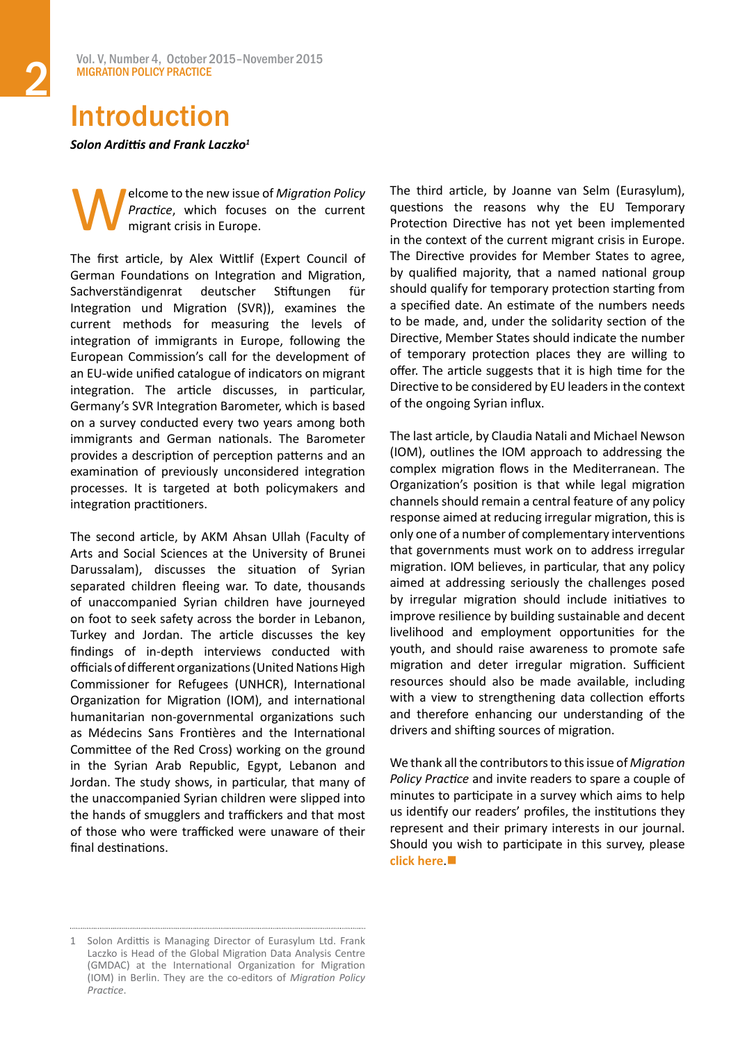# Introduction

***Solon Ardittis and Frank Laczko[1]***

Welcome to the new issue of *Migration Policy Practice*, which focuses on the current migrant crisis in Europe.

The first article, by Alex Wittlif (Expert Council of German Foundations on Integration and Migration, Sachverständigenrat deutscher Stiftungen für Integration und Migration (SVR)), examines the current methods for measuring the levels of integration of immigrants in Europe, following the European Commission's call for the development of an EU-wide unified catalogue of indicators on migrant integration. The article discusses, in particular, Germany's SVR Integration Barometer, which is based on a survey conducted every two years among both immigrants and German nationals. The Barometer provides a description of perception patterns and an examination of previously unconsidered integration processes. It is targeted at both policymakers and integration practitioners.

The second article, by AKM Ahsan Ullah (Faculty of Arts and Social Sciences at the University of Brunei Darussalam), discusses the situation of Syrian separated children fleeing war. To date, thousands of unaccompanied Syrian children have journeyed on foot to seek safety across the border in Lebanon, Turkey and Jordan. The article discusses the key findings of in-depth interviews conducted with officials of different organizations (United Nations High Commissioner for Refugees (UNHCR), International Organization for Migration (IOM), and international humanitarian non-governmental organizations such as Médecins Sans Frontières and the International Committee of the Red Cross) working on the ground in the Syrian Arab Republic, Egypt, Lebanon and Jordan. The study shows, in particular, that many of the unaccompanied Syrian children were slipped into the hands of smugglers and traffickers and that most of those who were trafficked were unaware of their final destinations.

The third article, by Joanne van Selm (Eurasylum), questions the reasons why the EU Temporary Protection Directive has not yet been implemented in the context of the current migrant crisis in Europe. The Directive provides for Member States to agree, by qualified majority, that a named national group should qualify for temporary protection starting from a specified date. An estimate of the numbers needs to be made, and, under the solidarity section of the Directive, Member States should indicate the number of temporary protection places they are willing to offer. The article suggests that it is high time for the Directive to be considered by EU leaders in the context of the ongoing Syrian influx.

The last article, by Claudia Natali and Michael Newson (IOM), outlines the IOM approach to addressing the complex migration flows in the Mediterranean. The Organization's position is that while legal migration channels should remain a central feature of any policy response aimed at reducing irregular migration, this is only one of a number of complementary interventions that governments must work on to address irregular migration. IOM believes, in particular, that any policy aimed at addressing seriously the challenges posed by irregular migration should include initiatives to improve resilience by building sustainable and decent livelihood and employment opportunities for the youth, and should raise awareness to promote safe migration and deter irregular migration. Sufficient resources should also be made available, including with a view to strengthening data collection efforts and therefore enhancing our understanding of the drivers and shifting sources of migration.

We thank all the contributors to this issue of *Migration Policy Practice* and invite readers to spare a couple of minutes to participate in a survey which aims to help us identify our readers' profiles, the institutions they represent and their primary interests in our journal. Should you wish to participate in this survey, please click here.■

---

1 Solon Ardittis is Managing Director of Eurasylum Ltd. Frank Laczko is Head of the Global Migration Data Analysis Centre (GMDAC) at the International Organization for Migration (IOM) in Berlin. They are the co-editors of *Migration Policy Practice*.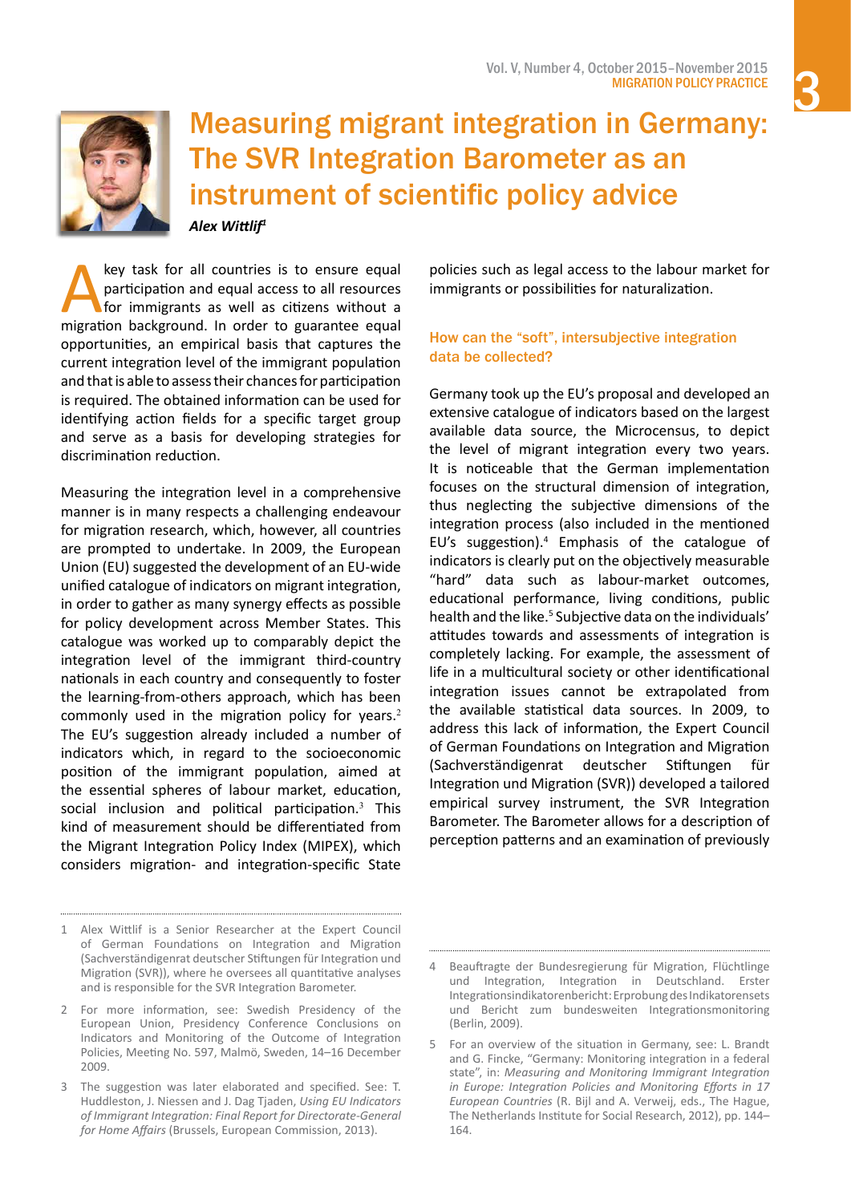# Measuring migrant integration in Germany: The SVR Integration Barometer as an instrument of scientific policy advice

***Alex Wittlif***[1]

A key task for all countries is to ensure equal participation and equal access to all resources for immigrants as well as citizens without a migration background. In order to guarantee equal opportunities, an empirical basis that captures the current integration level of the immigrant population and that is able to assess their chances for participation is required. The obtained information can be used for identifying action fields for a specific target group and serve as a basis for developing strategies for discrimination reduction.

Measuring the integration level in a comprehensive manner is in many respects a challenging endeavour for migration research, which, however, all countries are prompted to undertake. In 2009, the European Union (EU) suggested the development of an EU-wide unified catalogue of indicators on migrant integration, in order to gather as many synergy effects as possible for policy development across Member States. This catalogue was worked up to comparably depict the integration level of the immigrant third-country nationals in each country and consequently to foster the learning-from-others approach, which has been commonly used in the migration policy for years.[2] The EU's suggestion already included a number of indicators which, in regard to the socioeconomic position of the immigrant population, aimed at the essential spheres of labour market, education, social inclusion and political participation.[3] This kind of measurement should be differentiated from the Migrant Integration Policy Index (MIPEX), which considers migration- and integration-specific State policies such as legal access to the labour market for immigrants or possibilities for naturalization.

## How can the "soft", intersubjective integration data be collected?

Germany took up the EU's proposal and developed an extensive catalogue of indicators based on the largest available data source, the Microcensus, to depict the level of migrant integration every two years. It is noticeable that the German implementation focuses on the structural dimension of integration, thus neglecting the subjective dimensions of the integration process (also included in the mentioned EU's suggestion).[4] Emphasis of the catalogue of indicators is clearly put on the objectively measurable "hard" data such as labour-market outcomes, educational performance, living conditions, public health and the like.[5] Subjective data on the individuals' attitudes towards and assessments of integration is completely lacking. For example, the assessment of life in a multicultural society or other identificational integration issues cannot be extrapolated from the available statistical data sources. In 2009, to address this lack of information, the Expert Council of German Foundations on Integration and Migration (Sachverständigenrat deutscher Stiftungen für Integration und Migration (SVR)) developed a tailored empirical survey instrument, the SVR Integration Barometer. The Barometer allows for a description of perception patterns and an examination of previously

---

1 Alex Wittlif is a Senior Researcher at the Expert Council of German Foundations on Integration and Migration (Sachverständigenrat deutscher Stiftungen für Integration und Migration (SVR)), where he oversees all quantitative analyses and is responsible for the SVR Integration Barometer.

2 For more information, see: Swedish Presidency of the European Union, Presidency Conference Conclusions on Indicators and Monitoring of the Outcome of Integration Policies, Meeting No. 597, Malmö, Sweden, 14–16 December 2009.

3 The suggestion was later elaborated and specified. See: T. Huddleston, J. Niessen and J. Dag Tjaden, *Using EU Indicators of Immigrant Integration: Final Report for Directorate-General for Home Affairs* (Brussels, European Commission, 2013).

4 Beauftragte der Bundesregierung für Migration, Flüchtlinge und Integration, Integration in Deutschland. Erster Integrationsindikatorenbericht: Erprobung des Indikatorensets und Bericht zum bundesweiten Integrationsmonitoring (Berlin, 2009).

5 For an overview of the situation in Germany, see: L. Brandt and G. Fincke, "Germany: Monitoring integration in a federal state", in: *Measuring and Monitoring Immigrant Integration in Europe: Integration Policies and Monitoring Efforts in 17 European Countries* (R. Bijl and A. Verweij, eds., The Hague, The Netherlands Institute for Social Research, 2012), pp. 144–164.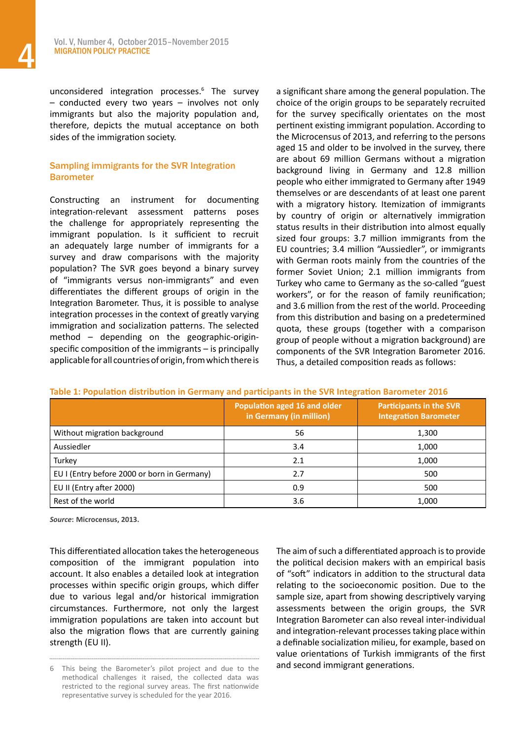unconsidered integration processes.[6] The survey – conducted every two years – involves not only immigrants but also the majority population and, therefore, depicts the mutual acceptance on both sides of the immigration society.

## Sampling immigrants for the SVR Integration Barometer

Constructing an instrument for documenting integration-relevant assessment patterns poses the challenge for appropriately representing the immigrant population. Is it sufficient to recruit an adequately large number of immigrants for a survey and draw comparisons with the majority population? The SVR goes beyond a binary survey of "immigrants versus non-immigrants" and even differentiates the different groups of origin in the Integration Barometer. Thus, it is possible to analyse integration processes in the context of greatly varying immigration and socialization patterns. The selected method – depending on the geographic-origin-specific composition of the immigrants – is principally applicable for all countries of origin, from which there is a significant share among the general population. The choice of the origin groups to be separately recruited for the survey specifically orientates on the most pertinent existing immigrant population. According to the Microcensus of 2013, and referring to the persons aged 15 and older to be involved in the survey, there are about 69 million Germans without a migration background living in Germany and 12.8 million people who either immigrated to Germany after 1949 themselves or are descendants of at least one parent with a migratory history. Itemization of immigrants by country of origin or alternatively immigration status results in their distribution into almost equally sized four groups: 3.7 million immigrants from the EU countries; 3.4 million "Aussiedler", or immigrants with German roots mainly from the countries of the former Soviet Union; 2.1 million immigrants from Turkey who came to Germany as the so-called "guest workers", or for the reason of family reunification; and 3.6 million from the rest of the world. Proceeding from this distribution and basing on a predetermined quota, these groups (together with a comparison group of people without a migration background) are components of the SVR Integration Barometer 2016. Thus, a detailed composition reads as follows:

**Table 1: Population distribution in Germany and participants in the SVR Integration Barometer 2016**

| | Population aged 16 and older in Germany (in million) | Participants in the SVR Integration Barometer |
|---|---|---|
| Without migration background | 56 | 1,300 |
| Aussiedler | 3.4 | 1,000 |
| Turkey | 2.1 | 1,000 |
| EU I (Entry before 2000 or born in Germany) | 2.7 | 500 |
| EU II (Entry after 2000) | 0.9 | 500 |
| Rest of the world | 3.6 | 1,000 |

***Source*: Microcensus, 2013.**

This differentiated allocation takes the heterogeneous composition of the immigrant population into account. It also enables a detailed look at integration processes within specific origin groups, which differ due to various legal and/or historical immigration circumstances. Furthermore, not only the largest immigration populations are taken into account but also the migration flows that are currently gaining strength (EU II).

The aim of such a differentiated approach is to provide the political decision makers with an empirical basis of "soft" indicators in addition to the structural data relating to the socioeconomic position. Due to the sample size, apart from showing descriptively varying assessments between the origin groups, the SVR Integration Barometer can also reveal inter-individual and integration-relevant processes taking place within a definable socialization milieu, for example, based on value orientations of Turkish immigrants of the first and second immigrant generations.

---

6 This being the Barometer's pilot project and due to the methodical challenges it raised, the collected data was restricted to the regional survey areas. The first nationwide representative survey is scheduled for the year 2016.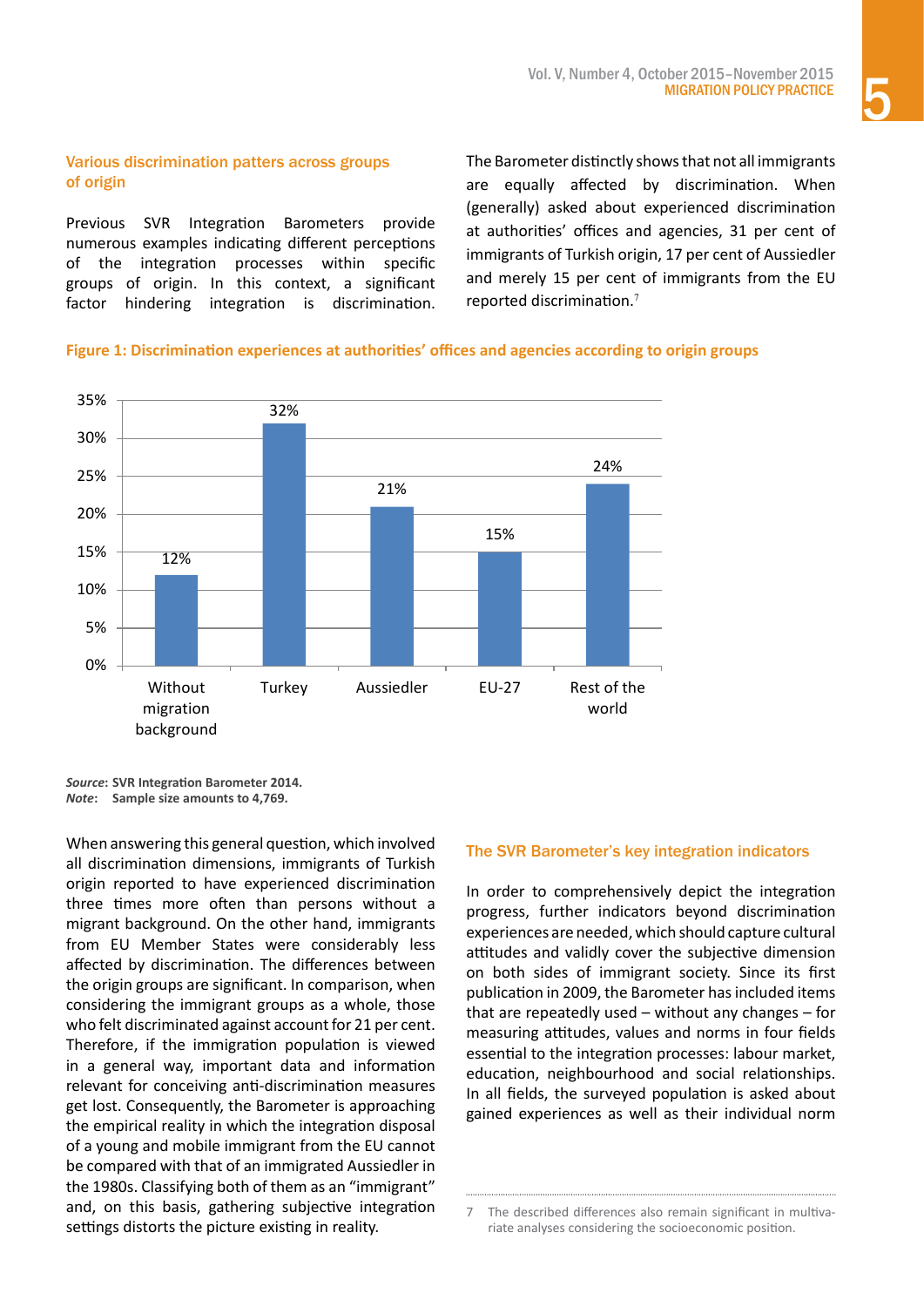### Various discrimination patters across groups of origin

Previous SVR Integration Barometers provide numerous examples indicating different perceptions of the integration processes within specific groups of origin. In this context, a significant factor hindering integration is discrimination. The Barometer distinctly shows that not all immigrants are equally affected by discrimination. When (generally) asked about experienced discrimination at authorities' offices and agencies, 31 per cent of immigrants of Turkish origin, 17 per cent of Aussiedler and merely 15 per cent of immigrants from the EU reported discrimination.[7]

**Figure 1: Discrimination experiences at authorities' offices and agencies according to origin groups**

| Group | Share |
|---|---|
| Without migration background | 12% |
| Turkey | 32% |
| Aussiedler | 21% |
| EU-27 | 15% |
| Rest of the world | 24% |

***Source*: SVR Integration Barometer 2014.**
***Note*: Sample size amounts to 4,769.**

When answering this general question, which involved all discrimination dimensions, immigrants of Turkish origin reported to have experienced discrimination three times more often than persons without a migrant background. On the other hand, immigrants from EU Member States were considerably less affected by discrimination. The differences between the origin groups are significant. In comparison, when considering the immigrant groups as a whole, those who felt discriminated against account for 21 per cent. Therefore, if the immigration population is viewed in a general way, important data and information relevant for conceiving anti-discrimination measures get lost. Consequently, the Barometer is approaching the empirical reality in which the integration disposal of a young and mobile immigrant from the EU cannot be compared with that of an immigrated Aussiedler in the 1980s. Classifying both of them as an "immigrant" and, on this basis, gathering subjective integration settings distorts the picture existing in reality.

### The SVR Barometer's key integration indicators

In order to comprehensively depict the integration progress, further indicators beyond discrimination experiences are needed, which should capture cultural attitudes and validly cover the subjective dimension on both sides of immigrant society. Since its first publication in 2009, the Barometer has included items that are repeatedly used – without any changes – for measuring attitudes, values and norms in four fields essential to the integration processes: labour market, education, neighbourhood and social relationships. In all fields, the surveyed population is asked about gained experiences as well as their individual norm

---

7 The described differences also remain significant in multivariate analyses considering the socioeconomic position.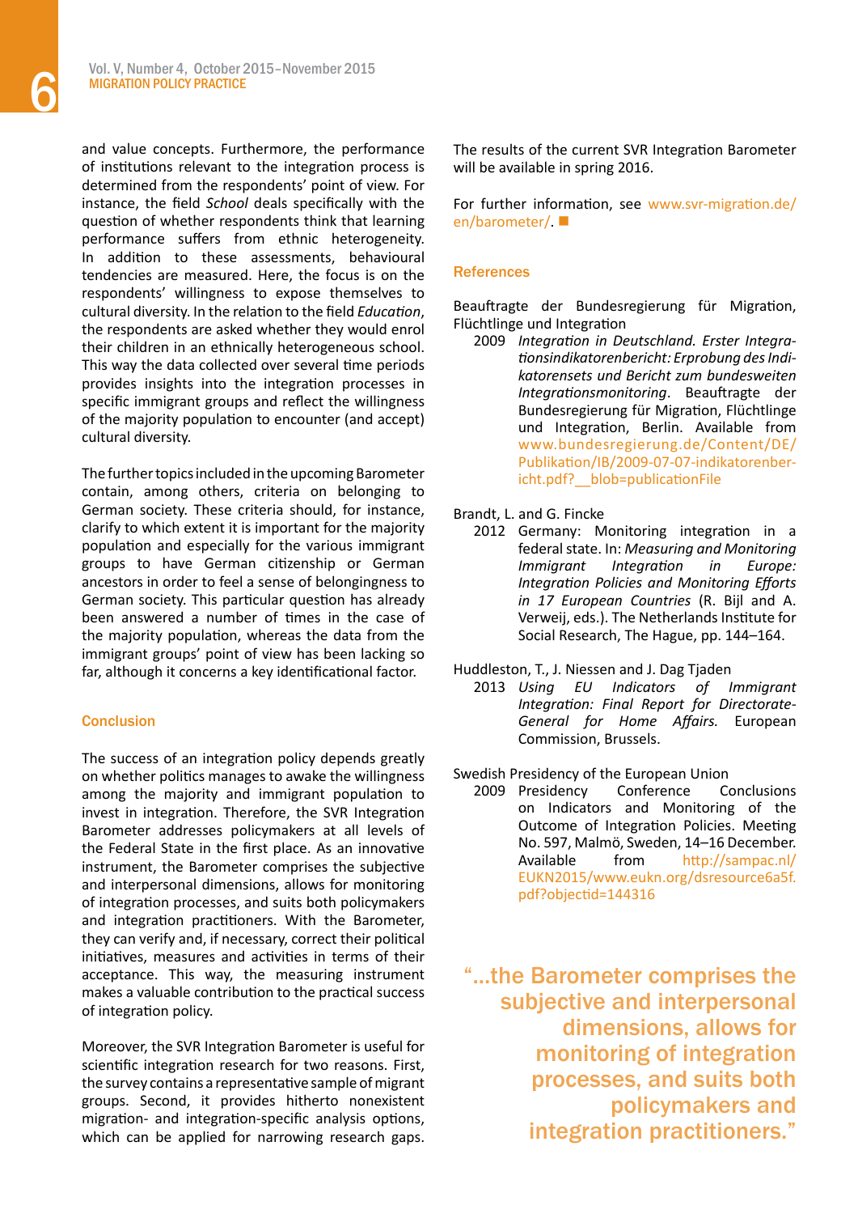and value concepts. Furthermore, the performance of institutions relevant to the integration process is determined from the respondents' point of view. For instance, the field *School* deals specifically with the question of whether respondents think that learning performance suffers from ethnic heterogeneity. In addition to these assessments, behavioural tendencies are measured. Here, the focus is on the respondents' willingness to expose themselves to cultural diversity. In the relation to the field *Education*, the respondents are asked whether they would enrol their children in an ethnically heterogeneous school. This way the data collected over several time periods provides insights into the integration processes in specific immigrant groups and reflect the willingness of the majority population to encounter (and accept) cultural diversity.

The further topics included in the upcoming Barometer contain, among others, criteria on belonging to German society. These criteria should, for instance, clarify to which extent it is important for the majority population and especially for the various immigrant groups to have German citizenship or German ancestors in order to feel a sense of belongingness to German society. This particular question has already been answered a number of times in the case of the majority population, whereas the data from the immigrant groups' point of view has been lacking so far, although it concerns a key identificational factor.

## Conclusion

The success of an integration policy depends greatly on whether politics manages to awake the willingness among the majority and immigrant population to invest in integration. Therefore, the SVR Integration Barometer addresses policymakers at all levels of the Federal State in the first place. As an innovative instrument, the Barometer comprises the subjective and interpersonal dimensions, allows for monitoring of integration processes, and suits both policymakers and integration practitioners. With the Barometer, they can verify and, if necessary, correct their political initiatives, measures and activities in terms of their acceptance. This way, the measuring instrument makes a valuable contribution to the practical success of integration policy.

Moreover, the SVR Integration Barometer is useful for scientific integration research for two reasons. First, the survey contains a representative sample of migrant groups. Second, it provides hitherto nonexistent migration- and integration-specific analysis options, which can be applied for narrowing research gaps.

The results of the current SVR Integration Barometer will be available in spring 2016.

For further information, see www.svr-migration.de/en/barometer/. ■

## References

Beauftragte der Bundesregierung für Migration, Flüchtlinge und Integration

2009 *Integration in Deutschland. Erster Integrationsindikatorenbericht: Erprobung des Indikatorensets und Bericht zum bundesweiten Integrationsmonitoring*. Beauftragte der Bundesregierung für Migration, Flüchtlinge und Integration, Berlin. Available from www.bundesregierung.de/Content/DE/Publikation/IB/2009-07-07-indikatorenbericht.pdf?__blob=publicationFile

Brandt, L. and G. Fincke

2012 Germany: Monitoring integration in a federal state. In: *Measuring and Monitoring Immigrant Integration in Europe: Integration Policies and Monitoring Efforts in 17 European Countries* (R. Bijl and A. Verweij, eds.). The Netherlands Institute for Social Research, The Hague, pp. 144–164.

Huddleston, T., J. Niessen and J. Dag Tjaden

2013 *Using EU Indicators of Immigrant Integration: Final Report for Directorate-General for Home Affairs.* European Commission, Brussels.

Swedish Presidency of the European Union

2009 Presidency Conference Conclusions on Indicators and Monitoring of the Outcome of Integration Policies. Meeting No. 597, Malmö, Sweden, 14–16 December. Available from http://sampac.nl/EUKN2015/www.eukn.org/dsresource6a5f.pdf?objectid=144316

> "...the Barometer comprises the subjective and interpersonal dimensions, allows for monitoring of integration processes, and suits both policymakers and integration practitioners."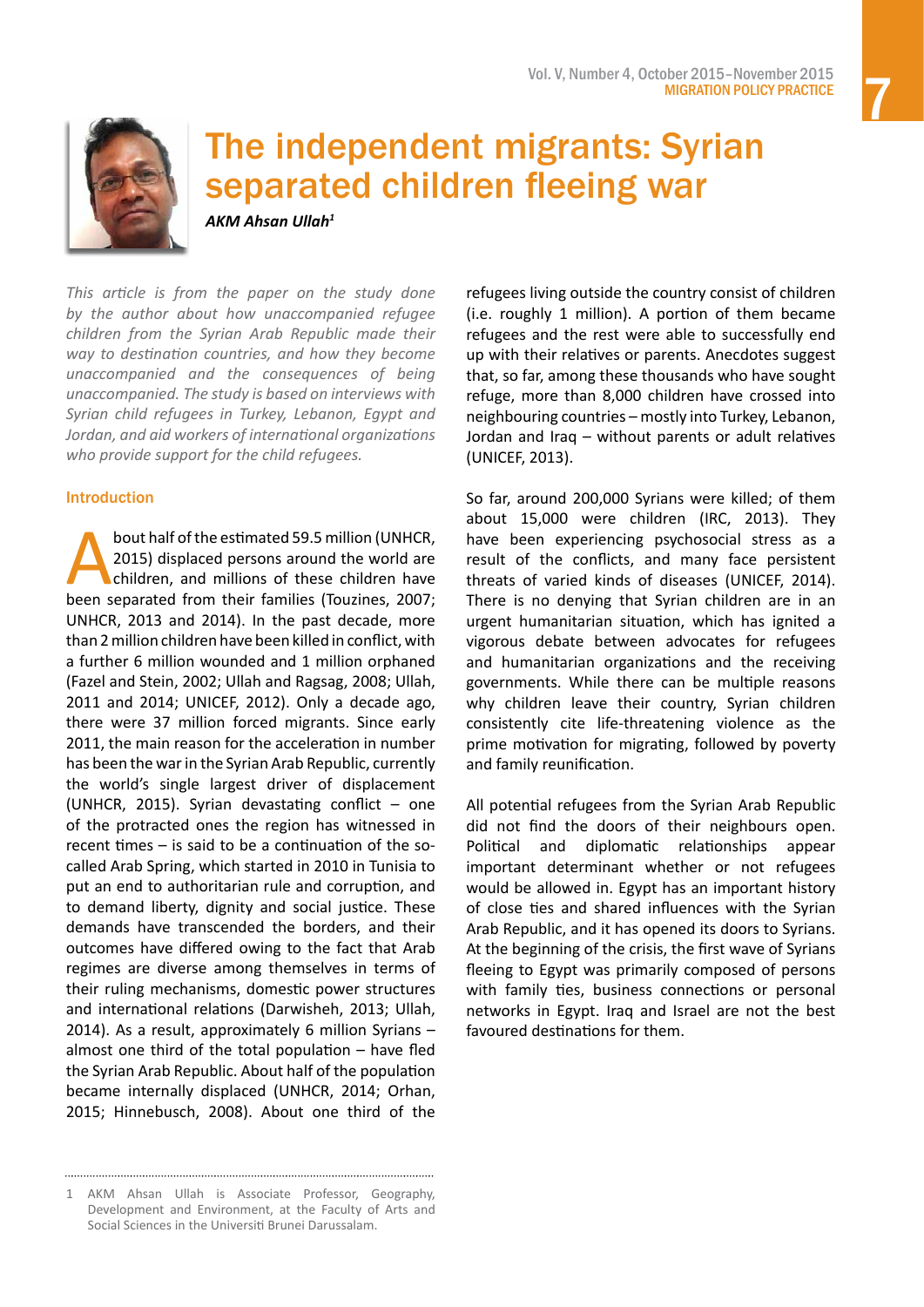# The independent migrants: Syrian separated children fleeing war

***AKM Ahsan Ullah***[1]

*This article is from the paper on the study done by the author about how unaccompanied refugee children from the Syrian Arab Republic made their way to destination countries, and how they become unaccompanied and the consequences of being unaccompanied. The study is based on interviews with Syrian child refugees in Turkey, Lebanon, Egypt and Jordan, and aid workers of international organizations who provide support for the child refugees.*

## Introduction

About half of the estimated 59.5 million (UNHCR, 2015) displaced persons around the world are children, and millions of these children have been separated from their families (Touzines, 2007; UNHCR, 2013 and 2014). In the past decade, more than 2 million children have been killed in conflict, with a further 6 million wounded and 1 million orphaned (Fazel and Stein, 2002; Ullah and Ragsag, 2008; Ullah, 2011 and 2014; UNICEF, 2012). Only a decade ago, there were 37 million forced migrants. Since early 2011, the main reason for the acceleration in number has been the war in the Syrian Arab Republic, currently the world's single largest driver of displacement (UNHCR, 2015). Syrian devastating conflict – one of the protracted ones the region has witnessed in recent times – is said to be a continuation of the so-called Arab Spring, which started in 2010 in Tunisia to put an end to authoritarian rule and corruption, and to demand liberty, dignity and social justice. These demands have transcended the borders, and their outcomes have differed owing to the fact that Arab regimes are diverse among themselves in terms of their ruling mechanisms, domestic power structures and international relations (Darwisheh, 2013; Ullah, 2014). As a result, approximately 6 million Syrians – almost one third of the total population – have fled the Syrian Arab Republic. About half of the population became internally displaced (UNHCR, 2014; Orhan, 2015; Hinnebusch, 2008). About one third of the refugees living outside the country consist of children (i.e. roughly 1 million). A portion of them became refugees and the rest were able to successfully end up with their relatives or parents. Anecdotes suggest that, so far, among these thousands who have sought refuge, more than 8,000 children have crossed into neighbouring countries – mostly into Turkey, Lebanon, Jordan and Iraq – without parents or adult relatives (UNICEF, 2013).

So far, around 200,000 Syrians were killed; of them about 15,000 were children (IRC, 2013). They have been experiencing psychosocial stress as a result of the conflicts, and many face persistent threats of varied kinds of diseases (UNICEF, 2014). There is no denying that Syrian children are in an urgent humanitarian situation, which has ignited a vigorous debate between advocates for refugees and humanitarian organizations and the receiving governments. While there can be multiple reasons why children leave their country, Syrian children consistently cite life-threatening violence as the prime motivation for migrating, followed by poverty and family reunification.

All potential refugees from the Syrian Arab Republic did not find the doors of their neighbours open. Political and diplomatic relationships appear important determinant whether or not refugees would be allowed in. Egypt has an important history of close ties and shared influences with the Syrian Arab Republic, and it has opened its doors to Syrians. At the beginning of the crisis, the first wave of Syrians fleeing to Egypt was primarily composed of persons with family ties, business connections or personal networks in Egypt. Iraq and Israel are not the best favoured destinations for them.

---

1 AKM Ahsan Ullah is Associate Professor, Geography, Development and Environment, at the Faculty of Arts and Social Sciences in the Universiti Brunei Darussalam.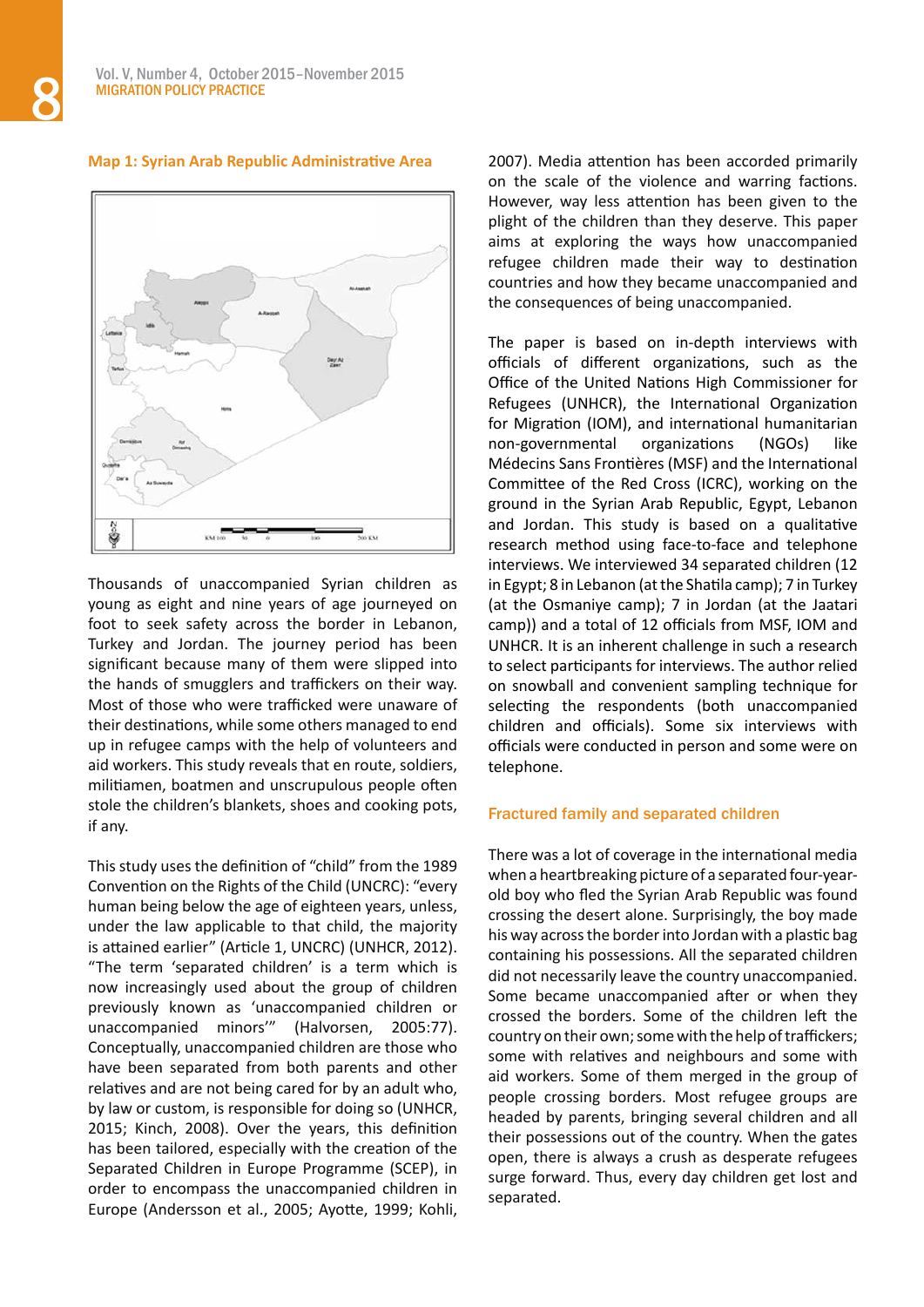### Map 1: Syrian Arab Republic Administrative Area

Thousands of unaccompanied Syrian children as young as eight and nine years of age journeyed on foot to seek safety across the border in Lebanon, Turkey and Jordan. The journey period has been significant because many of them were slipped into the hands of smugglers and traffickers on their way. Most of those who were trafficked were unaware of their destinations, while some others managed to end up in refugee camps with the help of volunteers and aid workers. This study reveals that en route, soldiers, militiamen, boatmen and unscrupulous people often stole the children's blankets, shoes and cooking pots, if any.

This study uses the definition of "child" from the 1989 Convention on the Rights of the Child (UNCRC): "every human being below the age of eighteen years, unless, under the law applicable to that child, the majority is attained earlier" (Article 1, UNCRC) (UNHCR, 2012). "The term 'separated children' is a term which is now increasingly used about the group of children previously known as 'unaccompanied children or unaccompanied minors'" (Halvorsen, 2005:77). Conceptually, unaccompanied children are those who have been separated from both parents and other relatives and are not being cared for by an adult who, by law or custom, is responsible for doing so (UNHCR, 2015; Kinch, 2008). Over the years, this definition has been tailored, especially with the creation of the Separated Children in Europe Programme (SCEP), in order to encompass the unaccompanied children in Europe (Andersson et al., 2005; Ayotte, 1999; Kohli, 2007). Media attention has been accorded primarily on the scale of the violence and warring factions. However, way less attention has been given to the plight of the children than they deserve. This paper aims at exploring the ways how unaccompanied refugee children made their way to destination countries and how they became unaccompanied and the consequences of being unaccompanied.

The paper is based on in-depth interviews with officials of different organizations, such as the Office of the United Nations High Commissioner for Refugees (UNHCR), the International Organization for Migration (IOM), and international humanitarian non-governmental organizations (NGOs) like Médecins Sans Frontières (MSF) and the International Committee of the Red Cross (ICRC), working on the ground in the Syrian Arab Republic, Egypt, Lebanon and Jordan. This study is based on a qualitative research method using face-to-face and telephone interviews. We interviewed 34 separated children (12 in Egypt; 8 in Lebanon (at the Shatila camp); 7 in Turkey (at the Osmaniye camp); 7 in Jordan (at the Jaatari camp)) and a total of 12 officials from MSF, IOM and UNHCR. It is an inherent challenge in such a research to select participants for interviews. The author relied on snowball and convenient sampling technique for selecting the respondents (both unaccompanied children and officials). Some six interviews with officials were conducted in person and some were on telephone.

### Fractured family and separated children

There was a lot of coverage in the international media when a heartbreaking picture of a separated four-year-old boy who fled the Syrian Arab Republic was found crossing the desert alone. Surprisingly, the boy made his way across the border into Jordan with a plastic bag containing his possessions. All the separated children did not necessarily leave the country unaccompanied. Some became unaccompanied after or when they crossed the borders. Some of the children left the country on their own; some with the help of traffickers; some with relatives and neighbours and some with aid workers. Some of them merged in the group of people crossing borders. Most refugee groups are headed by parents, bringing several children and all their possessions out of the country. When the gates open, there is always a crush as desperate refugees surge forward. Thus, every day children get lost and separated.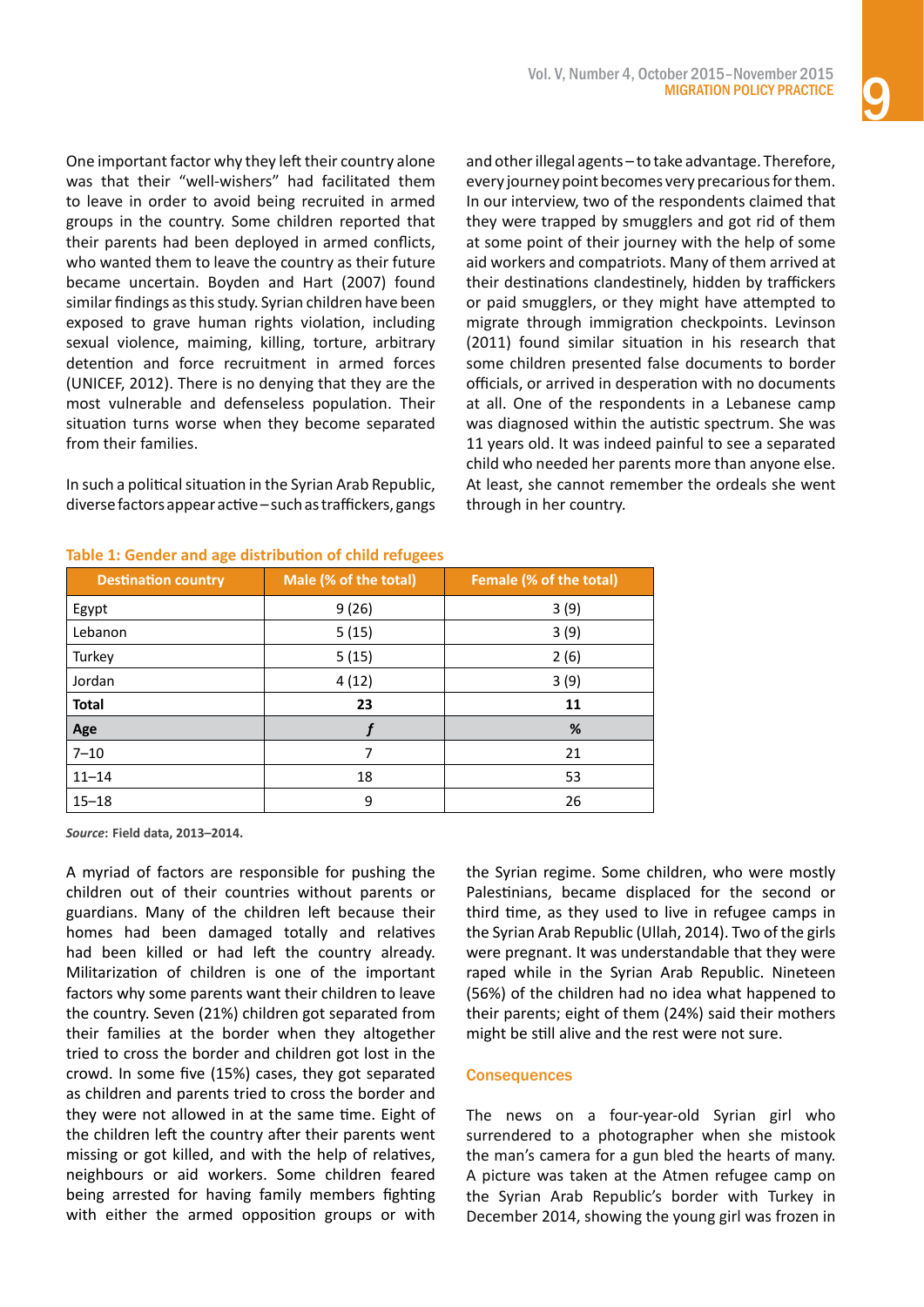One important factor why they left their country alone was that their "well-wishers" had facilitated them to leave in order to avoid being recruited in armed groups in the country. Some children reported that their parents had been deployed in armed conflicts, who wanted them to leave the country as their future became uncertain. Boyden and Hart (2007) found similar findings as this study. Syrian children have been exposed to grave human rights violation, including sexual violence, maiming, killing, torture, arbitrary detention and force recruitment in armed forces (UNICEF, 2012). There is no denying that they are the most vulnerable and defenseless population. Their situation turns worse when they become separated from their families.

In such a political situation in the Syrian Arab Republic, diverse factors appear active – such as traffickers, gangs and other illegal agents – to take advantage. Therefore, every journey point becomes very precarious for them. In our interview, two of the respondents claimed that they were trapped by smugglers and got rid of them at some point of their journey with the help of some aid workers and compatriots. Many of them arrived at their destinations clandestinely, hidden by traffickers or paid smugglers, or they might have attempted to migrate through immigration checkpoints. Levinson (2011) found similar situation in his research that some children presented false documents to border officials, or arrived in desperation with no documents at all. One of the respondents in a Lebanese camp was diagnosed within the autistic spectrum. She was 11 years old. It was indeed painful to see a separated child who needed her parents more than anyone else. At least, she cannot remember the ordeals she went through in her country.

**Table 1: Gender and age distribution of child refugees**

| Destination country | Male (% of the total) | Female (% of the total) |
|---|---|---|
| Egypt | 9 (26) | 3 (9) |
| Lebanon | 5 (15) | 3 (9) |
| Turkey | 5 (15) | 2 (6) |
| Jordan | 4 (12) | 3 (9) |
| **Total** | **23** | **11** |
| **Age** | ***f*** | **%** |
| 7–10 | 7 | 21 |
| 11–14 | 18 | 53 |
| 15–18 | 9 | 26 |

***Source*: Field data, 2013–2014.**

A myriad of factors are responsible for pushing the children out of their countries without parents or guardians. Many of the children left because their homes had been damaged totally and relatives had been killed or had left the country already. Militarization of children is one of the important factors why some parents want their children to leave the country. Seven (21%) children got separated from their families at the border when they altogether tried to cross the border and children got lost in the crowd. In some five (15%) cases, they got separated as children and parents tried to cross the border and they were not allowed in at the same time. Eight of the children left the country after their parents went missing or got killed, and with the help of relatives, neighbours or aid workers. Some children feared being arrested for having family members fighting with either the armed opposition groups or with the Syrian regime. Some children, who were mostly Palestinians, became displaced for the second or third time, as they used to live in refugee camps in the Syrian Arab Republic (Ullah, 2014). Two of the girls were pregnant. It was understandable that they were raped while in the Syrian Arab Republic. Nineteen (56%) of the children had no idea what happened to their parents; eight of them (24%) said their mothers might be still alive and the rest were not sure.

## Consequences

The news on a four-year-old Syrian girl who surrendered to a photographer when she mistook the man's camera for a gun bled the hearts of many. A picture was taken at the Atmen refugee camp on the Syrian Arab Republic's border with Turkey in December 2014, showing the young girl was frozen in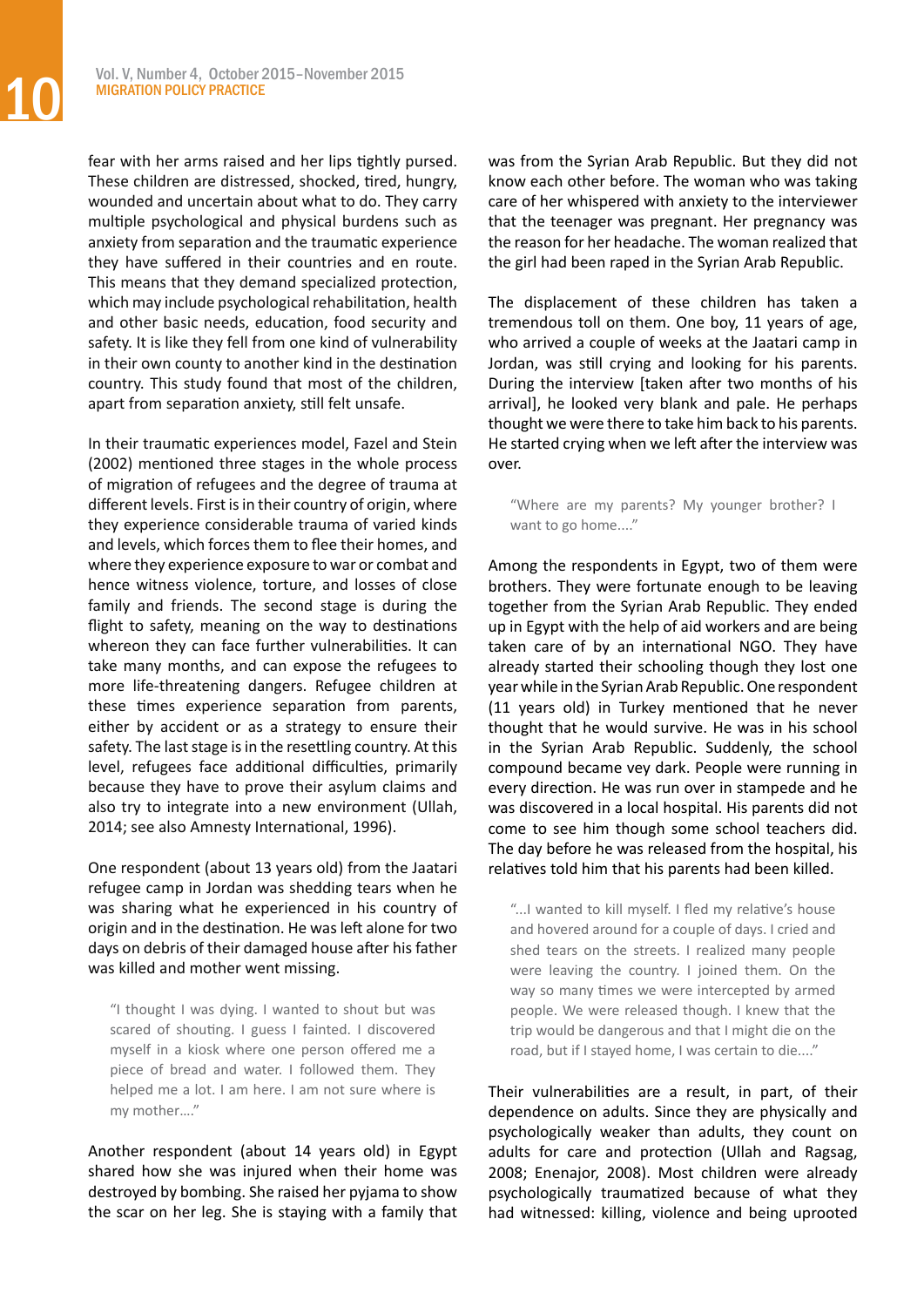fear with her arms raised and her lips tightly pursed. These children are distressed, shocked, tired, hungry, wounded and uncertain about what to do. They carry multiple psychological and physical burdens such as anxiety from separation and the traumatic experience they have suffered in their countries and en route. This means that they demand specialized protection, which may include psychological rehabilitation, health and other basic needs, education, food security and safety. It is like they fell from one kind of vulnerability in their own county to another kind in the destination country. This study found that most of the children, apart from separation anxiety, still felt unsafe.

In their traumatic experiences model, Fazel and Stein (2002) mentioned three stages in the whole process of migration of refugees and the degree of trauma at different levels. First is in their country of origin, where they experience considerable trauma of varied kinds and levels, which forces them to flee their homes, and where they experience exposure to war or combat and hence witness violence, torture, and losses of close family and friends. The second stage is during the flight to safety, meaning on the way to destinations whereon they can face further vulnerabilities. It can take many months, and can expose the refugees to more life-threatening dangers. Refugee children at these times experience separation from parents, either by accident or as a strategy to ensure their safety. The last stage is in the resettling country. At this level, refugees face additional difficulties, primarily because they have to prove their asylum claims and also try to integrate into a new environment (Ullah, 2014; see also Amnesty International, 1996).

One respondent (about 13 years old) from the Jaatari refugee camp in Jordan was shedding tears when he was sharing what he experienced in his country of origin and in the destination. He was left alone for two days on debris of their damaged house after his father was killed and mother went missing.

> "I thought I was dying. I wanted to shout but was scared of shouting. I guess I fainted. I discovered myself in a kiosk where one person offered me a piece of bread and water. I followed them. They helped me a lot. I am here. I am not sure where is my mother...."

Another respondent (about 14 years old) in Egypt shared how she was injured when their home was destroyed by bombing. She raised her pyjama to show the scar on her leg. She is staying with a family that was from the Syrian Arab Republic. But they did not know each other before. The woman who was taking care of her whispered with anxiety to the interviewer that the teenager was pregnant. Her pregnancy was the reason for her headache. The woman realized that the girl had been raped in the Syrian Arab Republic.

The displacement of these children has taken a tremendous toll on them. One boy, 11 years of age, who arrived a couple of weeks at the Jaatari camp in Jordan, was still crying and looking for his parents. During the interview [taken after two months of his arrival], he looked very blank and pale. He perhaps thought we were there to take him back to his parents. He started crying when we left after the interview was over.

> "Where are my parents? My younger brother? I want to go home...."

Among the respondents in Egypt, two of them were brothers. They were fortunate enough to be leaving together from the Syrian Arab Republic. They ended up in Egypt with the help of aid workers and are being taken care of by an international NGO. They have already started their schooling though they lost one year while in the Syrian Arab Republic. One respondent (11 years old) in Turkey mentioned that he never thought that he would survive. He was in his school in the Syrian Arab Republic. Suddenly, the school compound became vey dark. People were running in every direction. He was run over in stampede and he was discovered in a local hospital. His parents did not come to see him though some school teachers did. The day before he was released from the hospital, his relatives told him that his parents had been killed.

> "...I wanted to kill myself. I fled my relative's house and hovered around for a couple of days. I cried and shed tears on the streets. I realized many people were leaving the country. I joined them. On the way so many times we were intercepted by armed people. We were released though. I knew that the trip would be dangerous and that I might die on the road, but if I stayed home, I was certain to die...."

Their vulnerabilities are a result, in part, of their dependence on adults. Since they are physically and psychologically weaker than adults, they count on adults for care and protection (Ullah and Ragsag, 2008; Enenajor, 2008). Most children were already psychologically traumatized because of what they had witnessed: killing, violence and being uprooted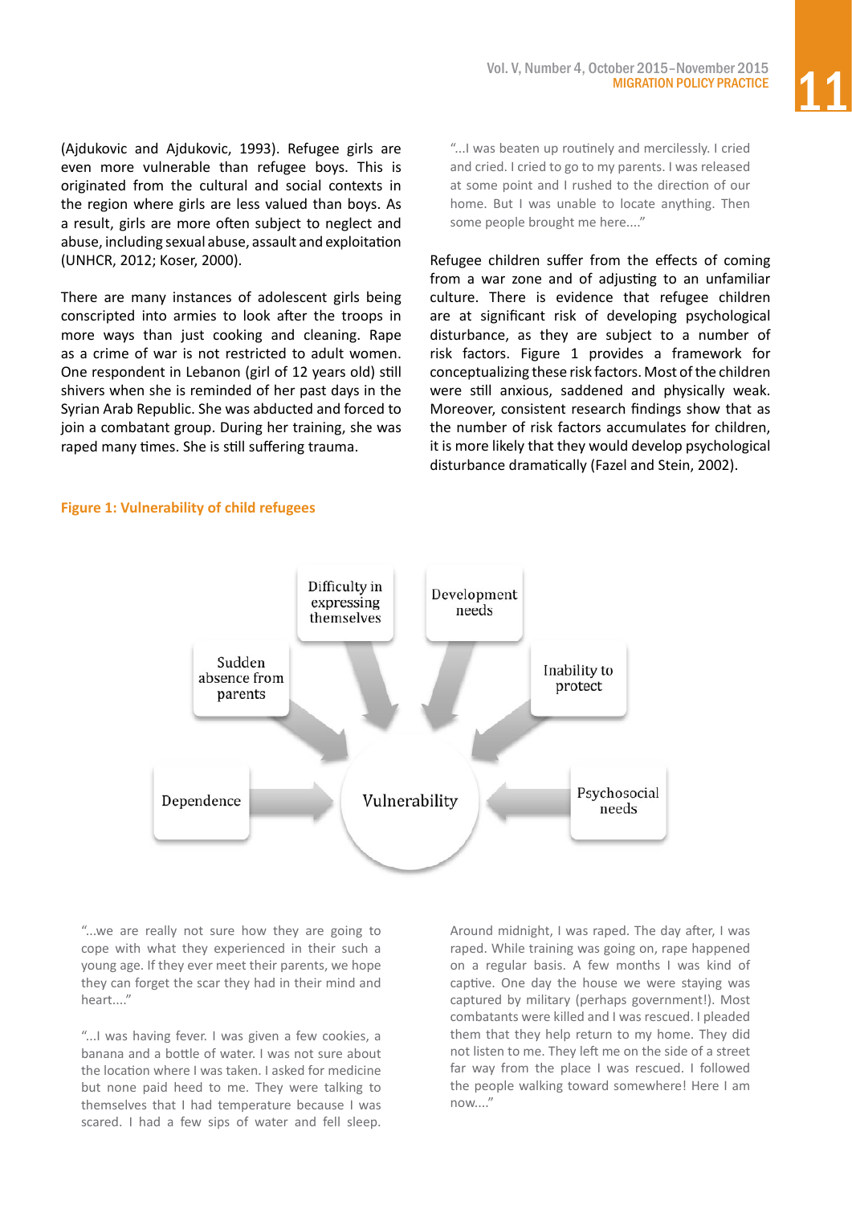(Ajdukovic and Ajdukovic, 1993). Refugee girls are even more vulnerable than refugee boys. This is originated from the cultural and social contexts in the region where girls are less valued than boys. As a result, girls are more often subject to neglect and abuse, including sexual abuse, assault and exploitation (UNHCR, 2012; Koser, 2000).

There are many instances of adolescent girls being conscripted into armies to look after the troops in more ways than just cooking and cleaning. Rape as a crime of war is not restricted to adult women. One respondent in Lebanon (girl of 12 years old) still shivers when she is reminded of her past days in the Syrian Arab Republic. She was abducted and forced to join a combatant group. During her training, she was raped many times. She is still suffering trauma.

> "...I was beaten up routinely and mercilessly. I cried and cried. I cried to go to my parents. I was released at some point and I rushed to the direction of our home. But I was unable to locate anything. Then some people brought me here...."

Refugee children suffer from the effects of coming from a war zone and of adjusting to an unfamiliar culture. There is evidence that refugee children are at significant risk of developing psychological disturbance, as they are subject to a number of risk factors. Figure 1 provides a framework for conceptualizing these risk factors. Most of the children were still anxious, saddened and physically weak. Moreover, consistent research findings show that as the number of risk factors accumulates for children, it is more likely that they would develop psychological disturbance dramatically (Fazel and Stein, 2002).

**Figure 1: Vulnerability of child refugees**

Difficulty in expressing themselves

Development needs

Sudden absence from parents

Inability to protect

Dependence

Vulnerability

Psychosocial needs

> "...we are really not sure how they are going to cope with what they experienced in their such a young age. If they ever meet their parents, we hope they can forget the scar they had in their mind and heart...."

> "...I was having fever. I was given a few cookies, a banana and a bottle of water. I was not sure about the location where I was taken. I asked for medicine but none paid heed to me. They were talking to themselves that I had temperature because I was scared. I had a few sips of water and fell sleep. Around midnight, I was raped. The day after, I was raped. While training was going on, rape happened on a regular basis. A few months I was kind of captive. One day the house we were staying was captured by military (perhaps government!). Most combatants were killed and I was rescued. I pleaded them that they help return to my home. They did not listen to me. They left me on the side of a street far way from the place I was rescued. I followed the people walking toward somewhere! Here I am now...."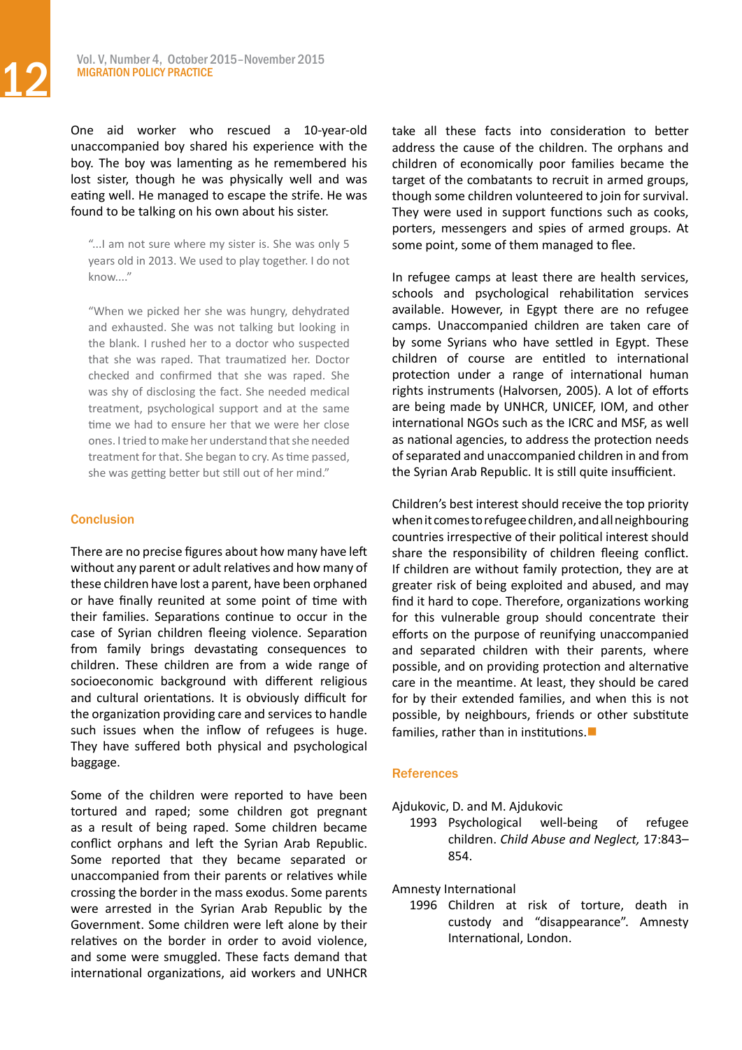One aid worker who rescued a 10-year-old unaccompanied boy shared his experience with the boy. The boy was lamenting as he remembered his lost sister, though he was physically well and was eating well. He managed to escape the strife. He was found to be talking on his own about his sister.

> "...I am not sure where my sister is. She was only 5 years old in 2013. We used to play together. I do not know...."

> "When we picked her she was hungry, dehydrated and exhausted. She was not talking but looking in the blank. I rushed her to a doctor who suspected that she was raped. That traumatized her. Doctor checked and confirmed that she was raped. She was shy of disclosing the fact. She needed medical treatment, psychological support and at the same time we had to ensure her that we were her close ones. I tried to make her understand that she needed treatment for that. She began to cry. As time passed, she was getting better but still out of her mind."

## Conclusion

There are no precise figures about how many have left without any parent or adult relatives and how many of these children have lost a parent, have been orphaned or have finally reunited at some point of time with their families. Separations continue to occur in the case of Syrian children fleeing violence. Separation from family brings devastating consequences to children. These children are from a wide range of socioeconomic background with different religious and cultural orientations. It is obviously difficult for the organization providing care and services to handle such issues when the inflow of refugees is huge. They have suffered both physical and psychological baggage.

Some of the children were reported to have been tortured and raped; some children got pregnant as a result of being raped. Some children became conflict orphans and left the Syrian Arab Republic. Some reported that they became separated or unaccompanied from their parents or relatives while crossing the border in the mass exodus. Some parents were arrested in the Syrian Arab Republic by the Government. Some children were left alone by their relatives on the border in order to avoid violence, and some were smuggled. These facts demand that international organizations, aid workers and UNHCR take all these facts into consideration to better address the cause of the children. The orphans and children of economically poor families became the target of the combatants to recruit in armed groups, though some children volunteered to join for survival. They were used in support functions such as cooks, porters, messengers and spies of armed groups. At some point, some of them managed to flee.

In refugee camps at least there are health services, schools and psychological rehabilitation services available. However, in Egypt there are no refugee camps. Unaccompanied children are taken care of by some Syrians who have settled in Egypt. These children of course are entitled to international protection under a range of international human rights instruments (Halvorsen, 2005). A lot of efforts are being made by UNHCR, UNICEF, IOM, and other international NGOs such as the ICRC and MSF, as well as national agencies, to address the protection needs of separated and unaccompanied children in and from the Syrian Arab Republic. It is still quite insufficient.

Children's best interest should receive the top priority when it comes to refugee children, and all neighbouring countries irrespective of their political interest should share the responsibility of children fleeing conflict. If children are without family protection, they are at greater risk of being exploited and abused, and may find it hard to cope. Therefore, organizations working for this vulnerable group should concentrate their efforts on the purpose of reunifying unaccompanied and separated children with their parents, where possible, and on providing protection and alternative care in the meantime. At least, they should be cared for by their extended families, and when this is not possible, by neighbours, friends or other substitute families, rather than in institutions. ■

## References

Ajdukovic, D. and M. Ajdukovic
: 1993 Psychological well-being of refugee children. *Child Abuse and Neglect,* 17:843–854.

Amnesty International
: 1996 Children at risk of torture, death in custody and "disappearance". Amnesty International, London.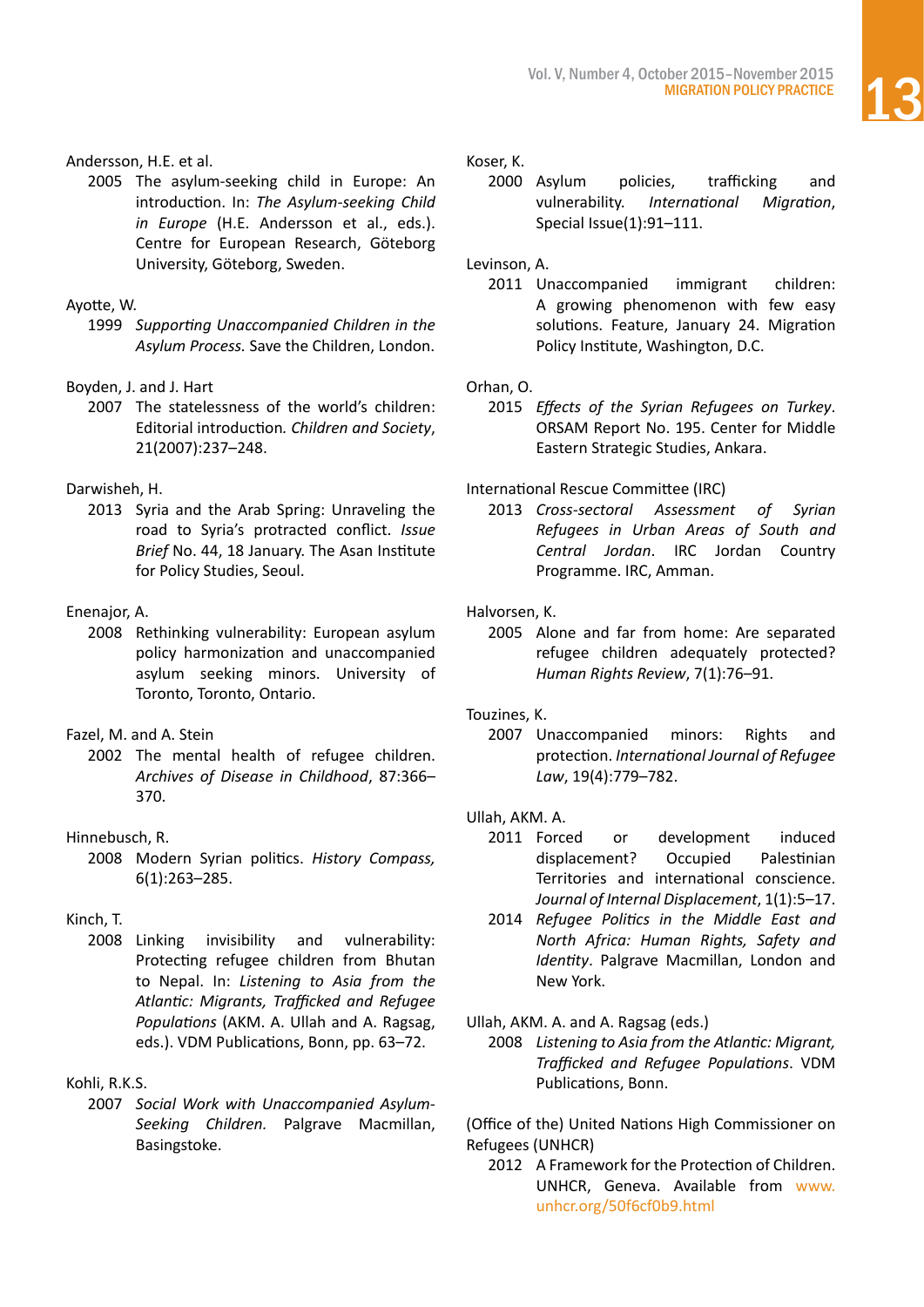Andersson, H.E. et al.
: 2005 The asylum-seeking child in Europe: An introduction. In: *The Asylum-seeking Child in Europe* (H.E. Andersson et al., eds.). Centre for European Research, Göteborg University, Göteborg, Sweden.

Ayotte, W.
: 1999 *Supporting Unaccompanied Children in the Asylum Process.* Save the Children, London.

Boyden, J. and J. Hart
: 2007 The statelessness of the world's children: Editorial introduction*. Children and Society*, 21(2007):237–248.

Darwisheh, H.
: 2013 Syria and the Arab Spring: Unraveling the road to Syria's protracted conflict. *Issue Brief* No. 44, 18 January. The Asan Institute for Policy Studies, Seoul.

Enenajor, A.
: 2008 Rethinking vulnerability: European asylum policy harmonization and unaccompanied asylum seeking minors. University of Toronto, Toronto, Ontario.

Fazel, M. and A. Stein
: 2002 The mental health of refugee children. *Archives of Disease in Childhood*, 87:366–370.

Hinnebusch, R.
: 2008 Modern Syrian politics. *History Compass,* 6(1):263–285.

Kinch, T.
: 2008 Linking invisibility and vulnerability: Protecting refugee children from Bhutan to Nepal. In: *Listening to Asia from the Atlantic: Migrants, Trafficked and Refugee Populations* (AKM. A. Ullah and A. Ragsag, eds.). VDM Publications, Bonn, pp. 63–72.

Kohli, R.K.S.
: 2007 *Social Work with Unaccompanied Asylum-Seeking Children.* Palgrave Macmillan, Basingstoke.

Koser, K.
: 2000 Asylum policies, trafficking and vulnerability. *International Migration*, Special Issue(1):91–111.

Levinson, A.
: 2011 Unaccompanied immigrant children: A growing phenomenon with few easy solutions. Feature, January 24. Migration Policy Institute, Washington, D.C.

Orhan, O.
: 2015 *Effects of the Syrian Refugees on Turkey*. ORSAM Report No. 195. Center for Middle Eastern Strategic Studies, Ankara.

International Rescue Committee (IRC)
: 2013 *Cross-sectoral Assessment of Syrian Refugees in Urban Areas of South and Central Jordan*. IRC Jordan Country Programme. IRC, Amman.

Halvorsen, K.
: 2005 Alone and far from home: Are separated refugee children adequately protected? *Human Rights Review*, 7(1):76–91.

Touzines, K.
: 2007 Unaccompanied minors: Rights and protection. *International Journal of Refugee Law*, 19(4):779–782.

Ullah, AKM. A.
: 2011 Forced or development induced displacement? Occupied Palestinian Territories and international conscience. *Journal of Internal Displacement*, 1(1):5–17.
: 2014 *Refugee Politics in the Middle East and North Africa: Human Rights, Safety and Identity*. Palgrave Macmillan, London and New York.

Ullah, AKM. A. and A. Ragsag (eds.)
: 2008 *Listening to Asia from the Atlantic: Migrant, Trafficked and Refugee Populations*. VDM Publications, Bonn.

(Office of the) United Nations High Commissioner on Refugees (UNHCR)
: 2012 A Framework for the Protection of Children. UNHCR, Geneva. Available from www.unhcr.org/50f6cf0b9.html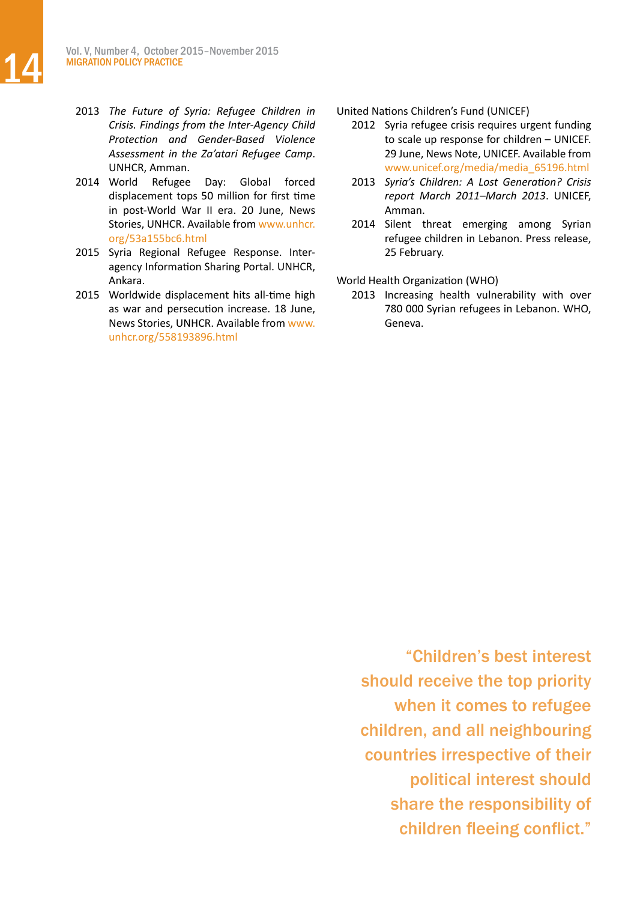2013 *The Future of Syria: Refugee Children in Crisis. Findings from the Inter-Agency Child Protection and Gender-Based Violence Assessment in the Za'atari Refugee Camp*. UNHCR, Amman.

2014 World Refugee Day: Global forced displacement tops 50 million for first time in post-World War II era. 20 June, News Stories, UNHCR. Available from www.unhcr.org/53a155bc6.html

2015 Syria Regional Refugee Response. Inter-agency Information Sharing Portal. UNHCR, Ankara.

2015 Worldwide displacement hits all-time high as war and persecution increase. 18 June, News Stories, UNHCR. Available from www.unhcr.org/558193896.html

United Nations Children's Fund (UNICEF)

2012 Syria refugee crisis requires urgent funding to scale up response for children – UNICEF. 29 June, News Note, UNICEF. Available from www.unicef.org/media/media_65196.html

2013 *Syria's Children: A Lost Generation? Crisis report March 2011–March 2013*. UNICEF, Amman.

2014 Silent threat emerging among Syrian refugee children in Lebanon. Press release, 25 February.

World Health Organization (WHO)

2013 Increasing health vulnerability with over 780 000 Syrian refugees in Lebanon. WHO, Geneva.

"Children's best interest should receive the top priority when it comes to refugee children, and all neighbouring countries irrespective of their political interest should share the responsibility of children fleeing conflict."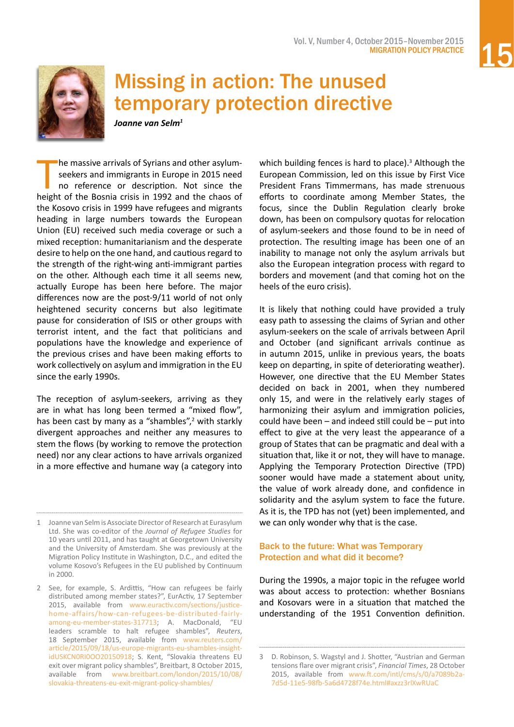# Missing in action: The unused temporary protection directive

***Joanne van Selm***[1]

The massive arrivals of Syrians and other asylum-seekers and immigrants in Europe in 2015 need no reference or description. Not since the height of the Bosnia crisis in 1992 and the chaos of the Kosovo crisis in 1999 have refugees and migrants heading in large numbers towards the European Union (EU) received such media coverage or such a mixed reception: humanitarianism and the desperate desire to help on the one hand, and cautious regard to the strength of the right-wing anti-immigrant parties on the other. Although each time it all seems new, actually Europe has been here before. The major differences now are the post-9/11 world of not only heightened security concerns but also legitimate pause for consideration of ISIS or other groups with terrorist intent, and the fact that politicians and populations have the knowledge and experience of the previous crises and have been making efforts to work collectively on asylum and immigration in the EU since the early 1990s.

The reception of asylum-seekers, arriving as they are in what has long been termed a "mixed flow", has been cast by many as a "shambles",[2] with starkly divergent approaches and neither any measures to stem the flows (by working to remove the protection need) nor any clear actions to have arrivals organized in a more effective and humane way (a category into which building fences is hard to place).[3] Although the European Commission, led on this issue by First Vice President Frans Timmermans, has made strenuous efforts to coordinate among Member States, the focus, since the Dublin Regulation clearly broke down, has been on compulsory quotas for relocation of asylum-seekers and those found to be in need of protection. The resulting image has been one of an inability to manage not only the asylum arrivals but also the European integration process with regard to borders and movement (and that coming hot on the heels of the euro crisis).

It is likely that nothing could have provided a truly easy path to assessing the claims of Syrian and other asylum-seekers on the scale of arrivals between April and October (and significant arrivals continue as in autumn 2015, unlike in previous years, the boats keep on departing, in spite of deteriorating weather). However, one directive that the EU Member States decided on back in 2001, when they numbered only 15, and were in the relatively early stages of harmonizing their asylum and immigration policies, could have been – and indeed still could be – put into effect to give at the very least the appearance of a group of States that can be pragmatic and deal with a situation that, like it or not, they will have to manage. Applying the Temporary Protection Directive (TPD) sooner would have made a statement about unity, the value of work already done, and confidence in solidarity and the asylum system to face the future. As it is, the TPD has not (yet) been implemented, and we can only wonder why that is the case.

## Back to the future: What was Temporary Protection and what did it become?

During the 1990s, a major topic in the refugee world was about access to protection: whether Bosnians and Kosovars were in a situation that matched the understanding of the 1951 Convention definition.

---

1 Joanne van Selm is Associate Director of Research at Eurasylum Ltd. She was co-editor of the *Journal of Refugee Studies* for 10 years until 2011, and has taught at Georgetown University and the University of Amsterdam. She was previously at the Migration Policy Institute in Washington, D.C., and edited the volume Kosovo's Refugees in the EU published by Continuum in 2000.

2 See, for example, S. Arditti, "How can refugees be fairly distributed among member states?", EurActiv, 17 September 2015, available from www.euractiv.com/sections/justice-home-affairs/how-can-refugees-be-distributed-fairly-among-eu-member-states-317713; A. MacDonald, "EU leaders scramble to halt refugee shambles", *Reuters*, 18 September 2015, available from www.reuters.com/article/2015/09/18/us-europe-migrants-eu-shambles-insight-idUSKCN0RI0OO20150918; S. Kent, "Slovakia threatens EU exit over migrant policy shambles", Breitbart, 8 October 2015, available from www.breitbart.com/london/2015/10/08/slovakia-threatens-eu-exit-migrant-policy-shambles/

3 D. Robinson, S. Wagstyl and J. Shotter, "Austrian and German tensions flare over migrant crisis", *Financial Times*, 28 October 2015, available from www.ft.com/intl/cms/s/0/a7089b2a-7d5d-11e5-98fb-5a6d4728f74e.html#axzz3rlXwRUaC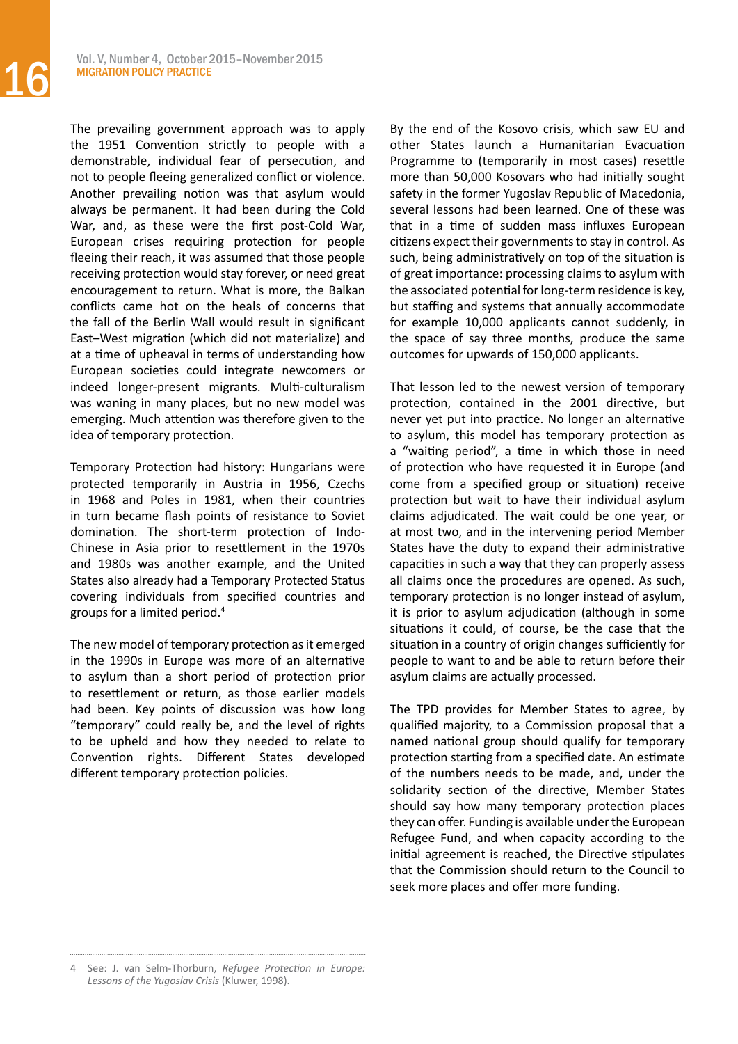The prevailing government approach was to apply the 1951 Convention strictly to people with a demonstrable, individual fear of persecution, and not to people fleeing generalized conflict or violence. Another prevailing notion was that asylum would always be permanent. It had been during the Cold War, and, as these were the first post-Cold War, European crises requiring protection for people fleeing their reach, it was assumed that those people receiving protection would stay forever, or need great encouragement to return. What is more, the Balkan conflicts came hot on the heals of concerns that the fall of the Berlin Wall would result in significant East–West migration (which did not materialize) and at a time of upheaval in terms of understanding how European societies could integrate newcomers or indeed longer-present migrants. Multi-culturalism was waning in many places, but no new model was emerging. Much attention was therefore given to the idea of temporary protection.

Temporary Protection had history: Hungarians were protected temporarily in Austria in 1956, Czechs in 1968 and Poles in 1981, when their countries in turn became flash points of resistance to Soviet domination. The short-term protection of Indo-Chinese in Asia prior to resettlement in the 1970s and 1980s was another example, and the United States also already had a Temporary Protected Status covering individuals from specified countries and groups for a limited period.[4]

The new model of temporary protection as it emerged in the 1990s in Europe was more of an alternative to asylum than a short period of protection prior to resettlement or return, as those earlier models had been. Key points of discussion was how long "temporary" could really be, and the level of rights to be upheld and how they needed to relate to Convention rights. Different States developed different temporary protection policies.

By the end of the Kosovo crisis, which saw EU and other States launch a Humanitarian Evacuation Programme to (temporarily in most cases) resettle more than 50,000 Kosovars who had initially sought safety in the former Yugoslav Republic of Macedonia, several lessons had been learned. One of these was that in a time of sudden mass influxes European citizens expect their governments to stay in control. As such, being administratively on top of the situation is of great importance: processing claims to asylum with the associated potential for long-term residence is key, but staffing and systems that annually accommodate for example 10,000 applicants cannot suddenly, in the space of say three months, produce the same outcomes for upwards of 150,000 applicants.

That lesson led to the newest version of temporary protection, contained in the 2001 directive, but never yet put into practice. No longer an alternative to asylum, this model has temporary protection as a "waiting period", a time in which those in need of protection who have requested it in Europe (and come from a specified group or situation) receive protection but wait to have their individual asylum claims adjudicated. The wait could be one year, or at most two, and in the intervening period Member States have the duty to expand their administrative capacities in such a way that they can properly assess all claims once the procedures are opened. As such, temporary protection is no longer instead of asylum, it is prior to asylum adjudication (although in some situations it could, of course, be the case that the situation in a country of origin changes sufficiently for people to want to and be able to return before their asylum claims are actually processed.

The TPD provides for Member States to agree, by qualified majority, to a Commission proposal that a named national group should qualify for temporary protection starting from a specified date. An estimate of the numbers needs to be made, and, under the solidarity section of the directive, Member States should say how many temporary protection places they can offer. Funding is available under the European Refugee Fund, and when capacity according to the initial agreement is reached, the Directive stipulates that the Commission should return to the Council to seek more places and offer more funding.

---

4 See: J. van Selm-Thorburn, *Refugee Protection in Europe: Lessons of the Yugoslav Crisis* (Kluwer, 1998).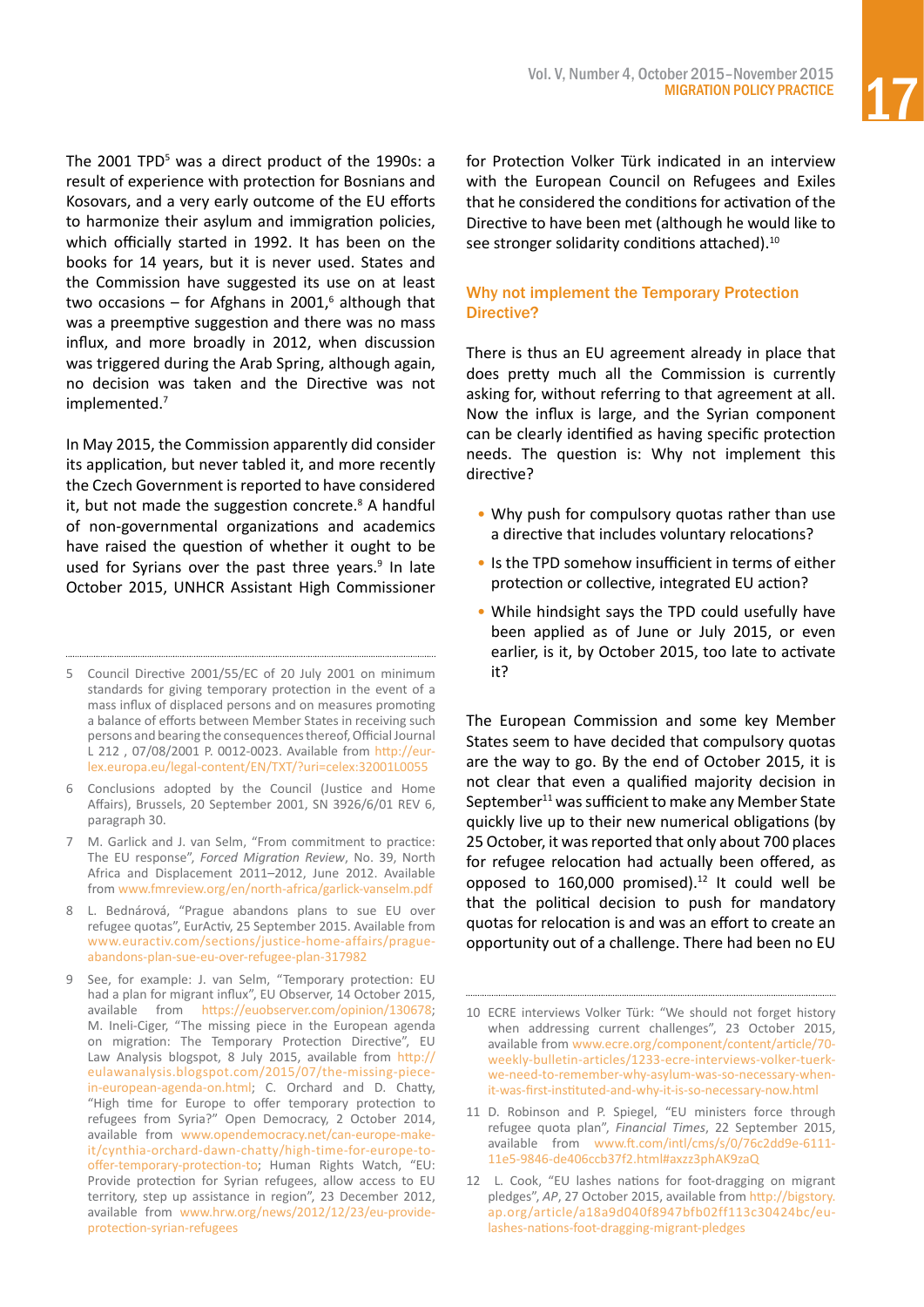The 2001 TPD[5] was a direct product of the 1990s: a result of experience with protection for Bosnians and Kosovars, and a very early outcome of the EU efforts to harmonize their asylum and immigration policies, which officially started in 1992. It has been on the books for 14 years, but it is never used. States and the Commission have suggested its use on at least two occasions – for Afghans in 2001,[6] although that was a preemptive suggestion and there was no mass influx, and more broadly in 2012, when discussion was triggered during the Arab Spring, although again, no decision was taken and the Directive was not implemented.[7]

In May 2015, the Commission apparently did consider its application, but never tabled it, and more recently the Czech Government is reported to have considered it, but not made the suggestion concrete.[8] A handful of non-governmental organizations and academics have raised the question of whether it ought to be used for Syrians over the past three years.[9] In late October 2015, UNHCR Assistant High Commissioner for Protection Volker Türk indicated in an interview with the European Council on Refugees and Exiles that he considered the conditions for activation of the Directive to have been met (although he would like to see stronger solidarity conditions attached).[10]

## Why not implement the Temporary Protection Directive?

There is thus an EU agreement already in place that does pretty much all the Commission is currently asking for, without referring to that agreement at all. Now the influx is large, and the Syrian component can be clearly identified as having specific protection needs. The question is: Why not implement this directive?

- Why push for compulsory quotas rather than use a directive that includes voluntary relocations?
- Is the TPD somehow insufficient in terms of either protection or collective, integrated EU action?
- While hindsight says the TPD could usefully have been applied as of June or July 2015, or even earlier, is it, by October 2015, too late to activate it?

The European Commission and some key Member States seem to have decided that compulsory quotas are the way to go. By the end of October 2015, it is not clear that even a qualified majority decision in September[11] was sufficient to make any Member State quickly live up to their new numerical obligations (by 25 October, it was reported that only about 700 places for refugee relocation had actually been offered, as opposed to 160,000 promised).[12] It could well be that the political decision to push for mandatory quotas for relocation is and was an effort to create an opportunity out of a challenge. There had been no EU

---

5 Council Directive 2001/55/EC of 20 July 2001 on minimum standards for giving temporary protection in the event of a mass influx of displaced persons and on measures promoting a balance of efforts between Member States in receiving such persons and bearing the consequences thereof, Official Journal L 212 , 07/08/2001 P. 0012-0023. Available from http://eur-lex.europa.eu/legal-content/EN/TXT/?uri=celex:32001L0055

6 Conclusions adopted by the Council (Justice and Home Affairs), Brussels, 20 September 2001, SN 3926/6/01 REV 6, paragraph 30.

7 M. Garlick and J. van Selm, "From commitment to practice: The EU response", *Forced Migration Review*, No. 39, North Africa and Displacement 2011–2012, June 2012. Available from www.fmreview.org/en/north-africa/garlick-vanselm.pdf

8 L. Bednárová, "Prague abandons plans to sue EU over refugee quotas", EurActiv, 25 September 2015. Available from www.euractiv.com/sections/justice-home-affairs/prague-abandons-plan-sue-eu-over-refugee-plan-317982

9 See, for example: J. van Selm, "Temporary protection: EU had a plan for migrant influx", EU Observer, 14 October 2015, available from https://euobserver.com/opinion/130678; M. Ineli-Ciger, "The missing piece in the European agenda on migration: The Temporary Protection Directive", EU Law Analysis blogspot, 8 July 2015, available from http://eulawanalysis.blogspot.com/2015/07/the-missing-piece-in-european-agenda-on.html; C. Orchard and D. Chatty, "High time for Europe to offer temporary protection to refugees from Syria?" Open Democracy, 2 October 2014, available from www.opendemocracy.net/can-europe-make-it/cynthia-orchard-dawn-chatty/high-time-for-europe-to-offer-temporary-protection-to; Human Rights Watch, "EU: Provide protection for Syrian refugees, allow access to EU territory, step up assistance in region", 23 December 2012, available from www.hrw.org/news/2012/12/23/eu-provide-protection-syrian-refugees

10 ECRE interviews Volker Türk: "We should not forget history when addressing current challenges", 23 October 2015, available from www.ecre.org/component/content/article/70-weekly-bulletin-articles/1233-ecre-interviews-volker-tuerk-we-need-to-remember-why-asylum-was-so-necessary-when-it-was-first-instituted-and-why-it-is-so-necessary-now.html

11 D. Robinson and P. Spiegel, "EU ministers force through refugee quota plan", *Financial Times*, 22 September 2015, available from www.ft.com/intl/cms/s/0/76c2dd9e-6111-11e5-9846-de406ccb37f2.html#axzz3phAK9zaQ

12 L. Cook, "EU lashes nations for foot-dragging on migrant pledges", *AP*, 27 October 2015, available from http://bigstory.ap.org/article/a18a9d040f8947bfb02ff113c30424bc/eu-lashes-nations-foot-dragging-migrant-pledges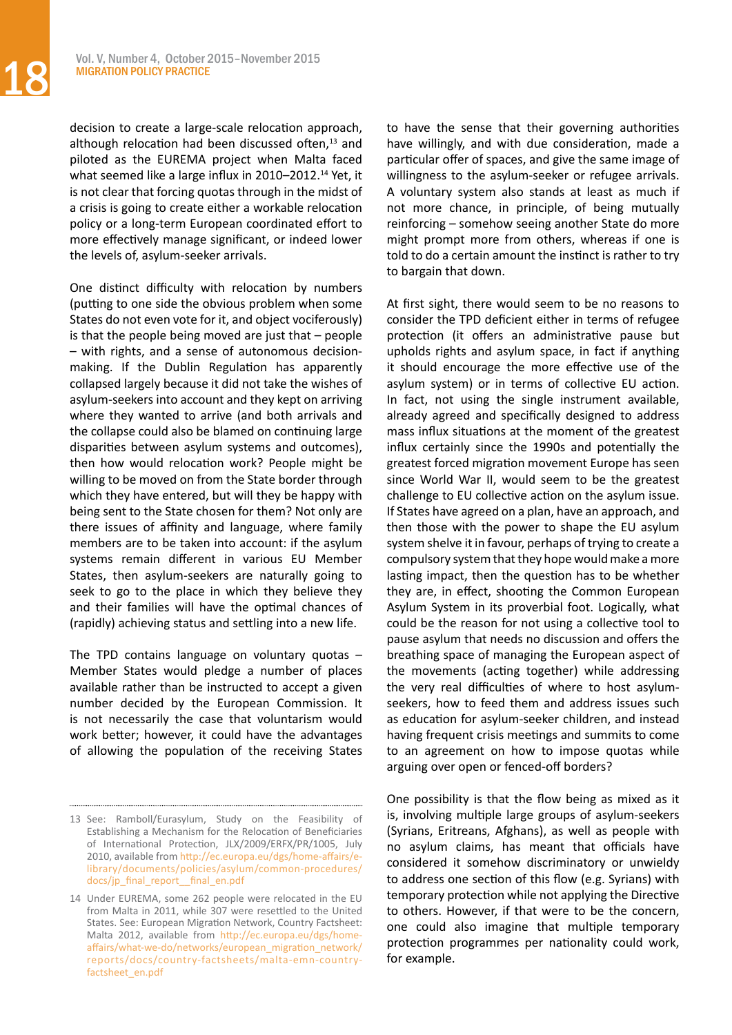decision to create a large-scale relocation approach, although relocation had been discussed often,[13] and piloted as the EUREMA project when Malta faced what seemed like a large influx in 2010–2012.[14] Yet, it is not clear that forcing quotas through in the midst of a crisis is going to create either a workable relocation policy or a long-term European coordinated effort to more effectively manage significant, or indeed lower the levels of, asylum-seeker arrivals.

One distinct difficulty with relocation by numbers (putting to one side the obvious problem when some States do not even vote for it, and object vociferously) is that the people being moved are just that – people – with rights, and a sense of autonomous decision-making. If the Dublin Regulation has apparently collapsed largely because it did not take the wishes of asylum-seekers into account and they kept on arriving where they wanted to arrive (and both arrivals and the collapse could also be blamed on continuing large disparities between asylum systems and outcomes), then how would relocation work? People might be willing to be moved on from the State border through which they have entered, but will they be happy with being sent to the State chosen for them? Not only are there issues of affinity and language, where family members are to be taken into account: if the asylum systems remain different in various EU Member States, then asylum-seekers are naturally going to seek to go to the place in which they believe they and their families will have the optimal chances of (rapidly) achieving status and settling into a new life.

The TPD contains language on voluntary quotas – Member States would pledge a number of places available rather than be instructed to accept a given number decided by the European Commission. It is not necessarily the case that voluntarism would work better; however, it could have the advantages of allowing the population of the receiving States to have the sense that their governing authorities have willingly, and with due consideration, made a particular offer of spaces, and give the same image of willingness to the asylum-seeker or refugee arrivals. A voluntary system also stands at least as much if not more chance, in principle, of being mutually reinforcing – somehow seeing another State do more might prompt more from others, whereas if one is told to do a certain amount the instinct is rather to try to bargain that down.

At first sight, there would seem to be no reasons to consider the TPD deficient either in terms of refugee protection (it offers an administrative pause but upholds rights and asylum space, in fact if anything it should encourage the more effective use of the asylum system) or in terms of collective EU action. In fact, not using the single instrument available, already agreed and specifically designed to address mass influx situations at the moment of the greatest influx certainly since the 1990s and potentially the greatest forced migration movement Europe has seen since World War II, would seem to be the greatest challenge to EU collective action on the asylum issue. If States have agreed on a plan, have an approach, and then those with the power to shape the EU asylum system shelve it in favour, perhaps of trying to create a compulsory system that they hope would make a more lasting impact, then the question has to be whether they are, in effect, shooting the Common European Asylum System in its proverbial foot. Logically, what could be the reason for not using a collective tool to pause asylum that needs no discussion and offers the breathing space of managing the European aspect of the movements (acting together) while addressing the very real difficulties of where to host asylum-seekers, how to feed them and address issues such as education for asylum-seeker children, and instead having frequent crisis meetings and summits to come to an agreement on how to impose quotas while arguing over open or fenced-off borders?

One possibility is that the flow being as mixed as it is, involving multiple large groups of asylum-seekers (Syrians, Eritreans, Afghans), as well as people with no asylum claims, has meant that officials have considered it somehow discriminatory or unwieldy to address one section of this flow (e.g. Syrians) with temporary protection while not applying the Directive to others. However, if that were to be the concern, one could also imagine that multiple temporary protection programmes per nationality could work, for example.

---

13 See: Ramboll/Eurasylum, Study on the Feasibility of Establishing a Mechanism for the Relocation of Beneficiaries of International Protection, JLX/2009/ERFX/PR/1005, July 2010, available from http://ec.europa.eu/dgs/home-affairs/e-library/documents/policies/asylum/common-procedures/docs/jp_final_report__final_en.pdf

14 Under EUREMA, some 262 people were relocated in the EU from Malta in 2011, while 307 were resettled to the United States. See: European Migration Network, Country Factsheet: Malta 2012, available from http://ec.europa.eu/dgs/home-affairs/what-we-do/networks/european_migration_network/reports/docs/country-factsheets/malta-emn-country-factsheet_en.pdf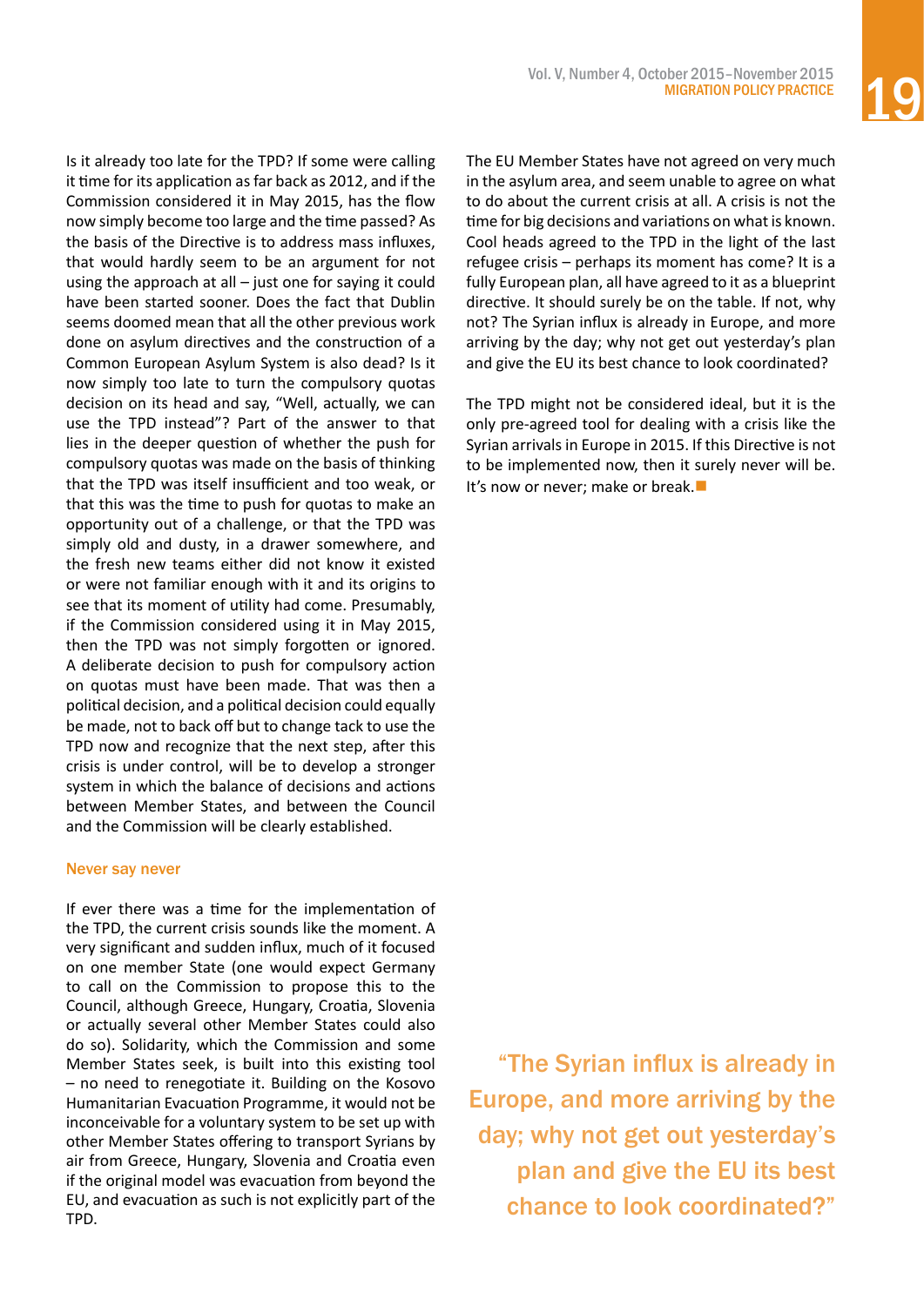Is it already too late for the TPD? If some were calling it time for its application as far back as 2012, and if the Commission considered it in May 2015, has the flow now simply become too large and the time passed? As the basis of the Directive is to address mass influxes, that would hardly seem to be an argument for not using the approach at all – just one for saying it could have been started sooner. Does the fact that Dublin seems doomed mean that all the other previous work done on asylum directives and the construction of a Common European Asylum System is also dead? Is it now simply too late to turn the compulsory quotas decision on its head and say, "Well, actually, we can use the TPD instead"? Part of the answer to that lies in the deeper question of whether the push for compulsory quotas was made on the basis of thinking that the TPD was itself insufficient and too weak, or that this was the time to push for quotas to make an opportunity out of a challenge, or that the TPD was simply old and dusty, in a drawer somewhere, and the fresh new teams either did not know it existed or were not familiar enough with it and its origins to see that its moment of utility had come. Presumably, if the Commission considered using it in May 2015, then the TPD was not simply forgotten or ignored. A deliberate decision to push for compulsory action on quotas must have been made. That was then a political decision, and a political decision could equally be made, not to back off but to change tack to use the TPD now and recognize that the next step, after this crisis is under control, will be to develop a stronger system in which the balance of decisions and actions between Member States, and between the Council and the Commission will be clearly established.

## Never say never

If ever there was a time for the implementation of the TPD, the current crisis sounds like the moment. A very significant and sudden influx, much of it focused on one member State (one would expect Germany to call on the Commission to propose this to the Council, although Greece, Hungary, Croatia, Slovenia or actually several other Member States could also do so). Solidarity, which the Commission and some Member States seek, is built into this existing tool – no need to renegotiate it. Building on the Kosovo Humanitarian Evacuation Programme, it would not be inconceivable for a voluntary system to be set up with other Member States offering to transport Syrians by air from Greece, Hungary, Slovenia and Croatia even if the original model was evacuation from beyond the EU, and evacuation as such is not explicitly part of the TPD.

The EU Member States have not agreed on very much in the asylum area, and seem unable to agree on what to do about the current crisis at all. A crisis is not the time for big decisions and variations on what is known. Cool heads agreed to the TPD in the light of the last refugee crisis – perhaps its moment has come? It is a fully European plan, all have agreed to it as a blueprint directive. It should surely be on the table. If not, why not? The Syrian influx is already in Europe, and more arriving by the day; why not get out yesterday's plan and give the EU its best chance to look coordinated?

The TPD might not be considered ideal, but it is the only pre-agreed tool for dealing with a crisis like the Syrian arrivals in Europe in 2015. If this Directive is not to be implemented now, then it surely never will be. It's now or never; make or break.

> "The Syrian influx is already in Europe, and more arriving by the day; why not get out yesterday's plan and give the EU its best chance to look coordinated?"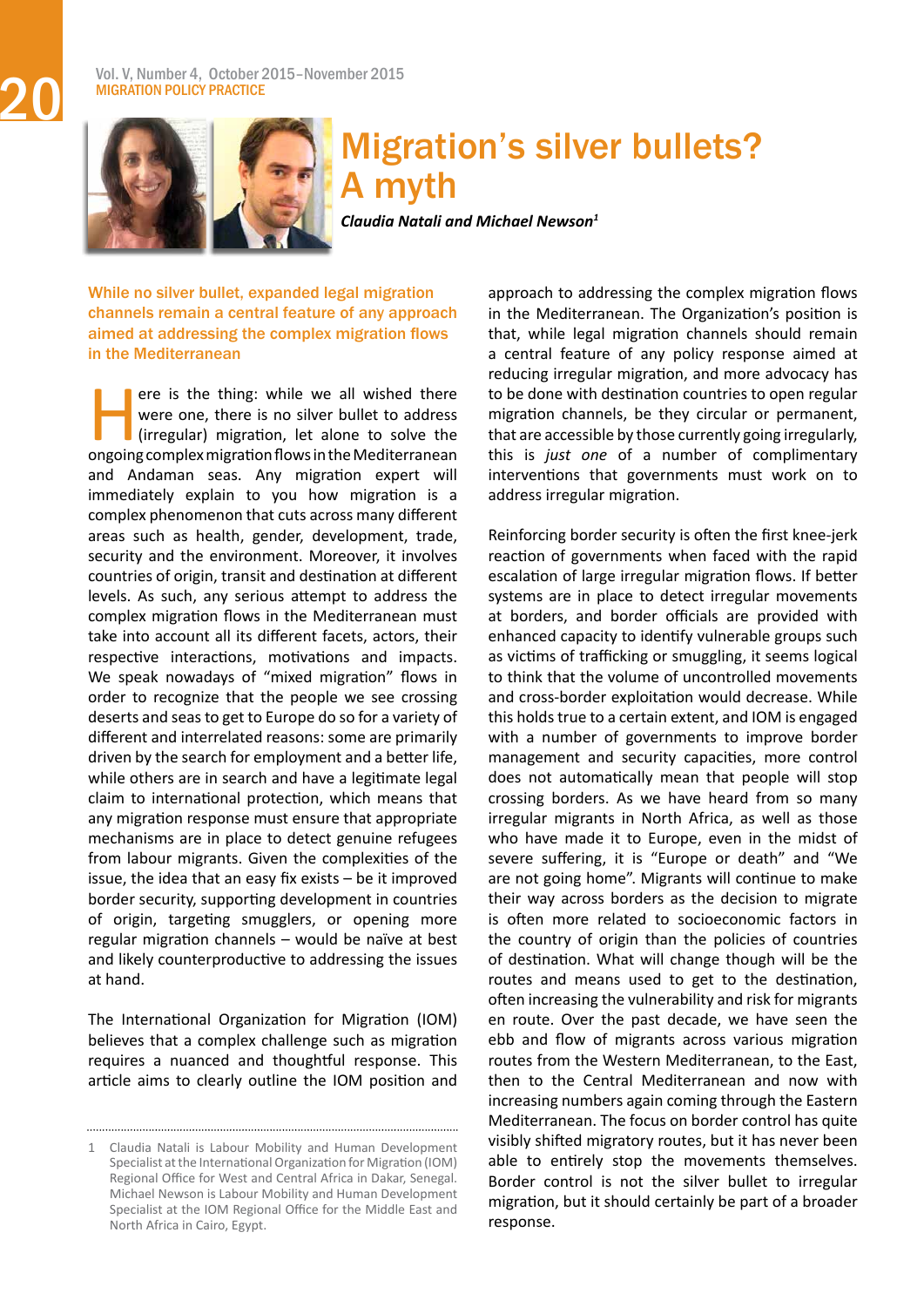# Migration's silver bullets? A myth

***Claudia Natali and Michael Newson***[1]

**While no silver bullet, expanded legal migration channels remain a central feature of any approach aimed at addressing the complex migration flows in the Mediterranean**

Here is the thing: while we all wished there were one, there is no silver bullet to address (irregular) migration, let alone to solve the ongoing complex migration flows in the Mediterranean and Andaman seas. Any migration expert will immediately explain to you how migration is a complex phenomenon that cuts across many different areas such as health, gender, development, trade, security and the environment. Moreover, it involves countries of origin, transit and destination at different levels. As such, any serious attempt to address the complex migration flows in the Mediterranean must take into account all its different facets, actors, their respective interactions, motivations and impacts. We speak nowadays of "mixed migration" flows in order to recognize that the people we see crossing deserts and seas to get to Europe do so for a variety of different and interrelated reasons: some are primarily driven by the search for employment and a better life, while others are in search and have a legitimate legal claim to international protection, which means that any migration response must ensure that appropriate mechanisms are in place to detect genuine refugees from labour migrants. Given the complexities of the issue, the idea that an easy fix exists – be it improved border security, supporting development in countries of origin, targeting smugglers, or opening more regular migration channels – would be naïve at best and likely counterproductive to addressing the issues at hand.

The International Organization for Migration (IOM) believes that a complex challenge such as migration requires a nuanced and thoughtful response. This article aims to clearly outline the IOM position and approach to addressing the complex migration flows in the Mediterranean. The Organization's position is that, while legal migration channels should remain a central feature of any policy response aimed at reducing irregular migration, and more advocacy has to be done with destination countries to open regular migration channels, be they circular or permanent, that are accessible by those currently going irregularly, this is *just one* of a number of complimentary interventions that governments must work on to address irregular migration.

Reinforcing border security is often the first knee-jerk reaction of governments when faced with the rapid escalation of large irregular migration flows. If better systems are in place to detect irregular movements at borders, and border officials are provided with enhanced capacity to identify vulnerable groups such as victims of trafficking or smuggling, it seems logical to think that the volume of uncontrolled movements and cross-border exploitation would decrease. While this holds true to a certain extent, and IOM is engaged with a number of governments to improve border management and security capacities, more control does not automatically mean that people will stop crossing borders. As we have heard from so many irregular migrants in North Africa, as well as those who have made it to Europe, even in the midst of severe suffering, it is "Europe or death" and "We are not going home". Migrants will continue to make their way across borders as the decision to migrate is often more related to socioeconomic factors in the country of origin than the policies of countries of destination. What will change though will be the routes and means used to get to the destination, often increasing the vulnerability and risk for migrants en route. Over the past decade, we have seen the ebb and flow of migrants across various migration routes from the Western Mediterranean, to the East, then to the Central Mediterranean and now with increasing numbers again coming through the Eastern Mediterranean. The focus on border control has quite visibly shifted migratory routes, but it has never been able to entirely stop the movements themselves. Border control is not the silver bullet to irregular migration, but it should certainly be part of a broader response.

---

1 Claudia Natali is Labour Mobility and Human Development Specialist at the International Organization for Migration (IOM) Regional Office for West and Central Africa in Dakar, Senegal. Michael Newson is Labour Mobility and Human Development Specialist at the IOM Regional Office for the Middle East and North Africa in Cairo, Egypt.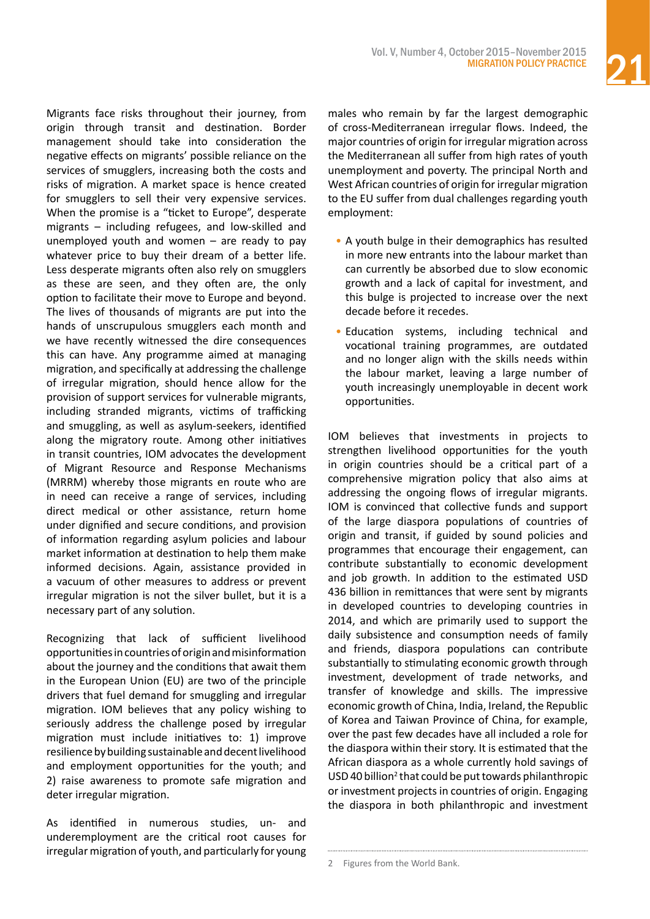Migrants face risks throughout their journey, from origin through transit and destination. Border management should take into consideration the negative effects on migrants' possible reliance on the services of smugglers, increasing both the costs and risks of migration. A market space is hence created for smugglers to sell their very expensive services. When the promise is a "ticket to Europe", desperate migrants – including refugees, and low-skilled and unemployed youth and women – are ready to pay whatever price to buy their dream of a better life. Less desperate migrants often also rely on smugglers as these are seen, and they often are, the only option to facilitate their move to Europe and beyond. The lives of thousands of migrants are put into the hands of unscrupulous smugglers each month and we have recently witnessed the dire consequences this can have. Any programme aimed at managing migration, and specifically at addressing the challenge of irregular migration, should hence allow for the provision of support services for vulnerable migrants, including stranded migrants, victims of trafficking and smuggling, as well as asylum-seekers, identified along the migratory route. Among other initiatives in transit countries, IOM advocates the development of Migrant Resource and Response Mechanisms (MRRM) whereby those migrants en route who are in need can receive a range of services, including direct medical or other assistance, return home under dignified and secure conditions, and provision of information regarding asylum policies and labour market information at destination to help them make informed decisions. Again, assistance provided in a vacuum of other measures to address or prevent irregular migration is not the silver bullet, but it is a necessary part of any solution.

Recognizing that lack of sufficient livelihood opportunities in countries of origin and misinformation about the journey and the conditions that await them in the European Union (EU) are two of the principle drivers that fuel demand for smuggling and irregular migration. IOM believes that any policy wishing to seriously address the challenge posed by irregular migration must include initiatives to: 1) improve resilience by building sustainable and decent livelihood and employment opportunities for the youth; and 2) raise awareness to promote safe migration and deter irregular migration.

As identified in numerous studies, un- and underemployment are the critical root causes for irregular migration of youth, and particularly for young males who remain by far the largest demographic of cross-Mediterranean irregular flows. Indeed, the major countries of origin for irregular migration across the Mediterranean all suffer from high rates of youth unemployment and poverty. The principal North and West African countries of origin for irregular migration to the EU suffer from dual challenges regarding youth employment:

- A youth bulge in their demographics has resulted in more new entrants into the labour market than can currently be absorbed due to slow economic growth and a lack of capital for investment, and this bulge is projected to increase over the next decade before it recedes.
- Education systems, including technical and vocational training programmes, are outdated and no longer align with the skills needs within the labour market, leaving a large number of youth increasingly unemployable in decent work opportunities.

IOM believes that investments in projects to strengthen livelihood opportunities for the youth in origin countries should be a critical part of a comprehensive migration policy that also aims at addressing the ongoing flows of irregular migrants. IOM is convinced that collective funds and support of the large diaspora populations of countries of origin and transit, if guided by sound policies and programmes that encourage their engagement, can contribute substantially to economic development and job growth. In addition to the estimated USD 436 billion in remittances that were sent by migrants in developed countries to developing countries in 2014, and which are primarily used to support the daily subsistence and consumption needs of family and friends, diaspora populations can contribute substantially to stimulating economic growth through investment, development of trade networks, and transfer of knowledge and skills. The impressive economic growth of China, India, Ireland, the Republic of Korea and Taiwan Province of China, for example, over the past few decades have all included a role for the diaspora within their story. It is estimated that the African diaspora as a whole currently hold savings of USD 40 billion[2] that could be put towards philanthropic or investment projects in countries of origin. Engaging the diaspora in both philanthropic and investment

2 Figures from the World Bank.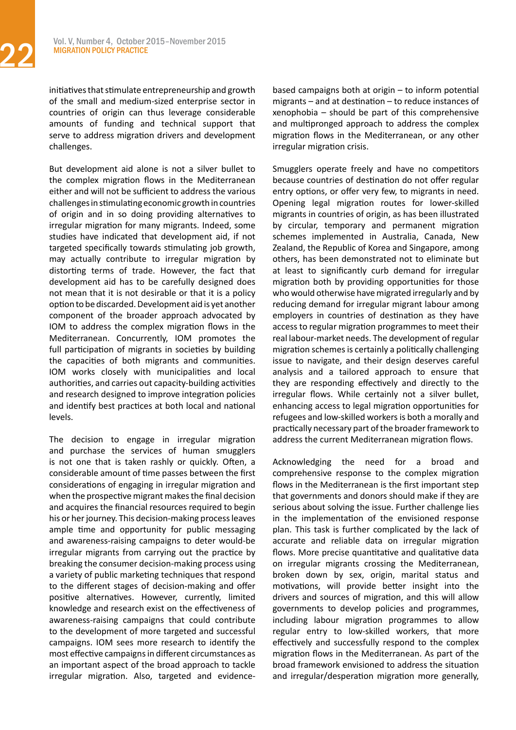initiatives that stimulate entrepreneurship and growth of the small and medium-sized enterprise sector in countries of origin can thus leverage considerable amounts of funding and technical support that serve to address migration drivers and development challenges.

But development aid alone is not a silver bullet to the complex migration flows in the Mediterranean either and will not be sufficient to address the various challenges in stimulating economic growth in countries of origin and in so doing providing alternatives to irregular migration for many migrants. Indeed, some studies have indicated that development aid, if not targeted specifically towards stimulating job growth, may actually contribute to irregular migration by distorting terms of trade. However, the fact that development aid has to be carefully designed does not mean that it is not desirable or that it is a policy option to be discarded. Development aid is yet another component of the broader approach advocated by IOM to address the complex migration flows in the Mediterranean. Concurrently, IOM promotes the full participation of migrants in societies by building the capacities of both migrants and communities. IOM works closely with municipalities and local authorities, and carries out capacity-building activities and research designed to improve integration policies and identify best practices at both local and national levels.

The decision to engage in irregular migration and purchase the services of human smugglers is not one that is taken rashly or quickly. Often, a considerable amount of time passes between the first considerations of engaging in irregular migration and when the prospective migrant makes the final decision and acquires the financial resources required to begin his or her journey. This decision-making process leaves ample time and opportunity for public messaging and awareness-raising campaigns to deter would-be irregular migrants from carrying out the practice by breaking the consumer decision-making process using a variety of public marketing techniques that respond to the different stages of decision-making and offer positive alternatives. However, currently, limited knowledge and research exist on the effectiveness of awareness-raising campaigns that could contribute to the development of more targeted and successful campaigns. IOM sees more research to identify the most effective campaigns in different circumstances as an important aspect of the broad approach to tackle irregular migration. Also, targeted and evidence-based campaigns both at origin – to inform potential migrants – and at destination – to reduce instances of xenophobia – should be part of this comprehensive and multipronged approach to address the complex migration flows in the Mediterranean, or any other irregular migration crisis.

Smugglers operate freely and have no competitors because countries of destination do not offer regular entry options, or offer very few, to migrants in need. Opening legal migration routes for lower-skilled migrants in countries of origin, as has been illustrated by circular, temporary and permanent migration schemes implemented in Australia, Canada, New Zealand, the Republic of Korea and Singapore, among others, has been demonstrated not to eliminate but at least to significantly curb demand for irregular migration both by providing opportunities for those who would otherwise have migrated irregularly and by reducing demand for irregular migrant labour among employers in countries of destination as they have access to regular migration programmes to meet their real labour-market needs. The development of regular migration schemes is certainly a politically challenging issue to navigate, and their design deserves careful analysis and a tailored approach to ensure that they are responding effectively and directly to the irregular flows. While certainly not a silver bullet, enhancing access to legal migration opportunities for refugees and low-skilled workers is both a morally and practically necessary part of the broader framework to address the current Mediterranean migration flows.

Acknowledging the need for a broad and comprehensive response to the complex migration flows in the Mediterranean is the first important step that governments and donors should make if they are serious about solving the issue. Further challenge lies in the implementation of the envisioned response plan. This task is further complicated by the lack of accurate and reliable data on irregular migration flows. More precise quantitative and qualitative data on irregular migrants crossing the Mediterranean, broken down by sex, origin, marital status and motivations, will provide better insight into the drivers and sources of migration, and this will allow governments to develop policies and programmes, including labour migration programmes to allow regular entry to low-skilled workers, that more effectively and successfully respond to the complex migration flows in the Mediterranean. As part of the broad framework envisioned to address the situation and irregular/desperation migration more generally,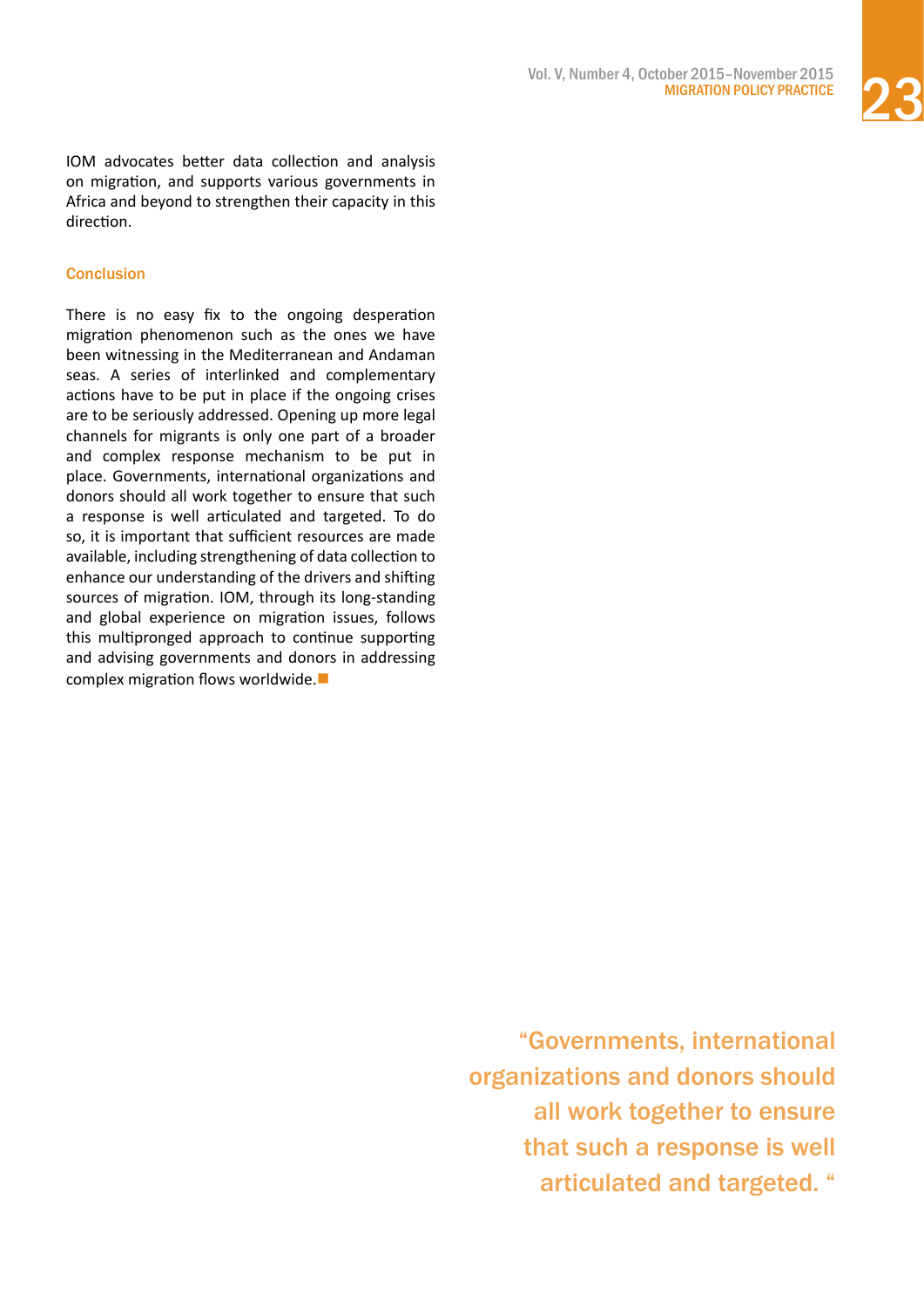IOM advocates better data collection and analysis on migration, and supports various governments in Africa and beyond to strengthen their capacity in this direction.

### Conclusion

There is no easy fix to the ongoing desperation migration phenomenon such as the ones we have been witnessing in the Mediterranean and Andaman seas. A series of interlinked and complementary actions have to be put in place if the ongoing crises are to be seriously addressed. Opening up more legal channels for migrants is only one part of a broader and complex response mechanism to be put in place. Governments, international organizations and donors should all work together to ensure that such a response is well articulated and targeted. To do so, it is important that sufficient resources are made available, including strengthening of data collection to enhance our understanding of the drivers and shifting sources of migration. IOM, through its long-standing and global experience on migration issues, follows this multipronged approach to continue supporting and advising governments and donors in addressing complex migration flows worldwide.■

> "Governments, international organizations and donors should all work together to ensure that such a response is well articulated and targeted. "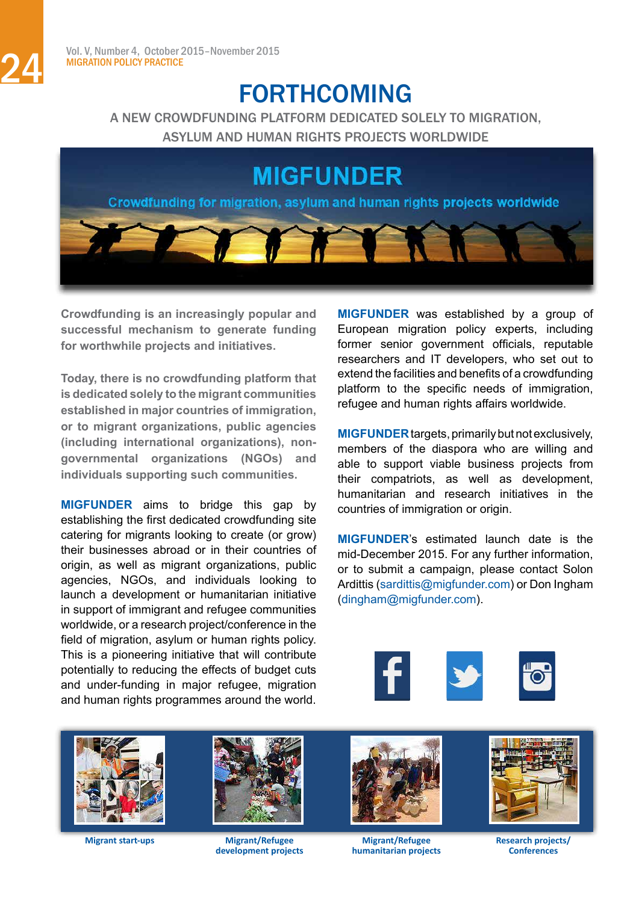# FORTHCOMING

A NEW CROWDFUNDING PLATFORM DEDICATED SOLELY TO MIGRATION, ASYLUM AND HUMAN RIGHTS PROJECTS WORLDWIDE

## MIGFUNDER

Crowdfunding for migration, asylum and human rights projects worldwide

**Crowdfunding is an increasingly popular and successful mechanism to generate funding for worthwhile projects and initiatives.**

**Today, there is no crowdfunding platform that is dedicated solely to the migrant communities established in major countries of immigration, or to migrant organizations, public agencies (including international organizations), non-governmental organizations (NGOs) and individuals supporting such communities.**

**MIGFUNDER** aims to bridge this gap by establishing the first dedicated crowdfunding site catering for migrants looking to create (or grow) their businesses abroad or in their countries of origin, as well as migrant organizations, public agencies, NGOs, and individuals looking to launch a development or humanitarian initiative in support of immigrant and refugee communities worldwide, or a research project/conference in the field of migration, asylum or human rights policy. This is a pioneering initiative that will contribute potentially to reducing the effects of budget cuts and under-funding in major refugee, migration and human rights programmes around the world.

**MIGFUNDER** was established by a group of European migration policy experts, including former senior government officials, reputable researchers and IT developers, who set out to extend the facilities and benefits of a crowdfunding platform to the specific needs of immigration, refugee and human rights affairs worldwide.

**MIGFUNDER** targets, primarily but not exclusively, members of the diaspora who are willing and able to support viable business projects from their compatriots, as well as development, humanitarian and research initiatives in the countries of immigration or origin.

**MIGFUNDER**'s estimated launch date is the mid-December 2015. For any further information, or to submit a campaign, please contact Solon Ardittis (sardittis@migfunder.com) or Don Ingham (dingham@migfunder.com).

Migrant start-ups

Migrant/Refugee development projects

Migrant/Refugee humanitarian projects

Research projects/ Conferences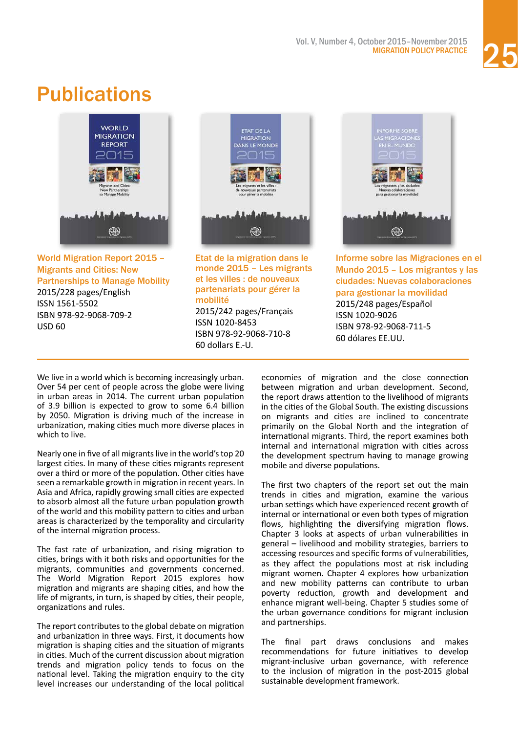# Publications

**World Migration Report 2015 – Migrants and Cities: New Partnerships to Manage Mobility**
2015/228 pages/English
ISSN 1561-5502
ISBN 978-92-9068-709-2
USD 60

**Etat de la migration dans le monde 2015 – Les migrants et les villes : de nouveaux partenariats pour gérer la mobilité**
2015/242 pages/Français
ISSN 1020-8453
ISBN 978-92-9068-710-8
60 dollars E.-U.

**Informe sobre las Migraciones en el Mundo 2015 – Los migrantes y las ciudades: Nuevas colaboraciones para gestionar la movilidad**
2015/248 pages/Español
ISSN 1020-9026
ISBN 978-92-9068-711-5
60 dólares EE.UU.

---

We live in a world which is becoming increasingly urban. Over 54 per cent of people across the globe were living in urban areas in 2014. The current urban population of 3.9 billion is expected to grow to some 6.4 billion by 2050. Migration is driving much of the increase in urbanization, making cities much more diverse places in which to live.

Nearly one in five of all migrants live in the world's top 20 largest cities. In many of these cities migrants represent over a third or more of the population. Other cities have seen a remarkable growth in migration in recent years. In Asia and Africa, rapidly growing small cities are expected to absorb almost all the future urban population growth of the world and this mobility pattern to cities and urban areas is characterized by the temporality and circularity of the internal migration process.

The fast rate of urbanization, and rising migration to cities, brings with it both risks and opportunities for the migrants, communities and governments concerned. The World Migration Report 2015 explores how migration and migrants are shaping cities, and how the life of migrants, in turn, is shaped by cities, their people, organizations and rules.

The report contributes to the global debate on migration and urbanization in three ways. First, it documents how migration is shaping cities and the situation of migrants in cities. Much of the current discussion about migration trends and migration policy tends to focus on the national level. Taking the migration enquiry to the city level increases our understanding of the local political economies of migration and the close connection between migration and urban development. Second, the report draws attention to the livelihood of migrants in the cities of the Global South. The existing discussions on migrants and cities are inclined to concentrate primarily on the Global North and the integration of international migrants. Third, the report examines both internal and international migration with cities across the development spectrum having to manage growing mobile and diverse populations.

The first two chapters of the report set out the main trends in cities and migration, examine the various urban settings which have experienced recent growth of internal or international or even both types of migration flows, highlighting the diversifying migration flows. Chapter 3 looks at aspects of urban vulnerabilities in general – livelihood and mobility strategies, barriers to accessing resources and specific forms of vulnerabilities, as they affect the populations most at risk including migrant women. Chapter 4 explores how urbanization and new mobility patterns can contribute to urban poverty reduction, growth and development and enhance migrant well-being. Chapter 5 studies some of the urban governance conditions for migrant inclusion and partnerships.

The final part draws conclusions and makes recommendations for future initiatives to develop migrant-inclusive urban governance, with reference to the inclusion of migration in the post-2015 global sustainable development framework.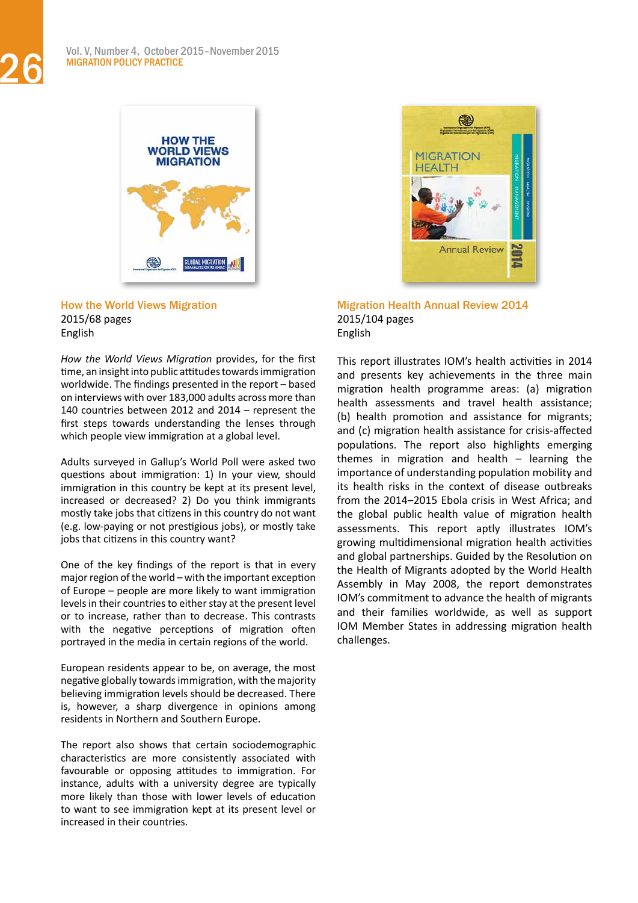## How the World Views Migration

2015/68 pages
English

*How the World Views Migration* provides, for the first time, an insight into public attitudes towards immigration worldwide. The findings presented in the report – based on interviews with over 183,000 adults across more than 140 countries between 2012 and 2014 – represent the first steps towards understanding the lenses through which people view immigration at a global level.

Adults surveyed in Gallup's World Poll were asked two questions about immigration: 1) In your view, should immigration in this country be kept at its present level, increased or decreased? 2) Do you think immigrants mostly take jobs that citizens in this country do not want (e.g. low-paying or not prestigious jobs), or mostly take jobs that citizens in this country want?

One of the key findings of the report is that in every major region of the world – with the important exception of Europe – people are more likely to want immigration levels in their countries to either stay at the present level or to increase, rather than to decrease. This contrasts with the negative perceptions of migration often portrayed in the media in certain regions of the world.

European residents appear to be, on average, the most negative globally towards immigration, with the majority believing immigration levels should be decreased. There is, however, a sharp divergence in opinions among residents in Northern and Southern Europe.

The report also shows that certain sociodemographic characteristics are more consistently associated with favourable or opposing attitudes to immigration. For instance, adults with a university degree are typically more likely than those with lower levels of education to want to see immigration kept at its present level or increased in their countries.

## Migration Health Annual Review 2014

2015/104 pages
English

This report illustrates IOM's health activities in 2014 and presents key achievements in the three main migration health programme areas: (a) migration health assessments and travel health assistance; (b) health promotion and assistance for migrants; and (c) migration health assistance for crisis-affected populations. The report also highlights emerging themes in migration and health – learning the importance of understanding population mobility and its health risks in the context of disease outbreaks from the 2014–2015 Ebola crisis in West Africa; and the global public health value of migration health assessments. This report aptly illustrates IOM's growing multidimensional migration health activities and global partnerships. Guided by the Resolution on the Health of Migrants adopted by the World Health Assembly in May 2008, the report demonstrates IOM's commitment to advance the health of migrants and their families worldwide, as well as support IOM Member States in addressing migration health challenges.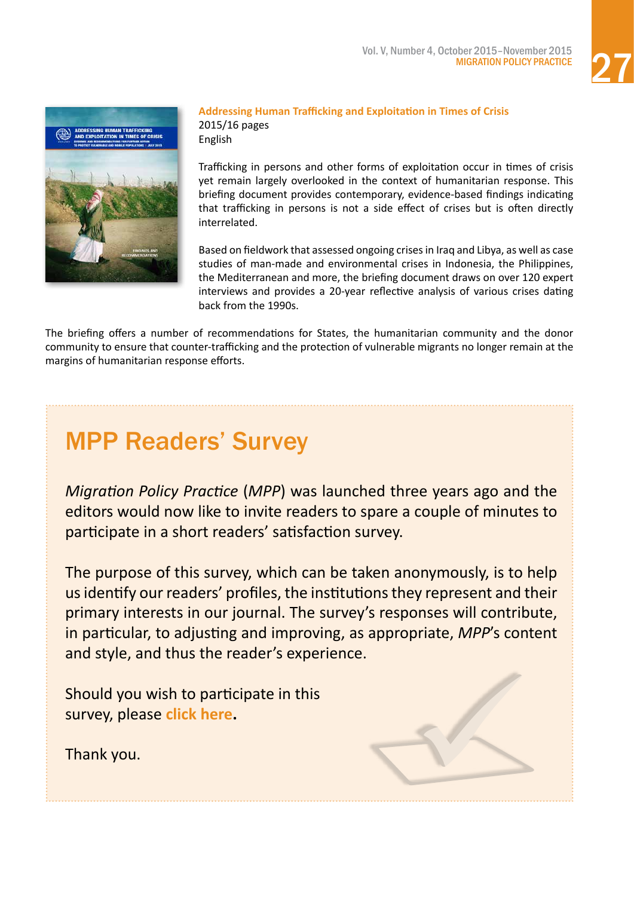**Addressing Human Trafficking and Exploitation in Times of Crisis**
2015/16 pages
English

Trafficking in persons and other forms of exploitation occur in times of crisis yet remain largely overlooked in the context of humanitarian response. This briefing document provides contemporary, evidence-based findings indicating that trafficking in persons is not a side effect of crises but is often directly interrelated.

Based on fieldwork that assessed ongoing crises in Iraq and Libya, as well as case studies of man-made and environmental crises in Indonesia, the Philippines, the Mediterranean and more, the briefing document draws on over 120 expert interviews and provides a 20-year reflective analysis of various crises dating back from the 1990s.

The briefing offers a number of recommendations for States, the humanitarian community and the donor community to ensure that counter-trafficking and the protection of vulnerable migrants no longer remain at the margins of humanitarian response efforts.

## MPP Readers' Survey

*Migration Policy Practice* (*MPP*) was launched three years ago and the editors would now like to invite readers to spare a couple of minutes to participate in a short readers' satisfaction survey.

The purpose of this survey, which can be taken anonymously, is to help us identify our readers' profiles, the institutions they represent and their primary interests in our journal. The survey's responses will contribute, in particular, to adjusting and improving, as appropriate, *MPP*'s content and style, and thus the reader's experience.

Should you wish to participate in this survey, please **click here**.

Thank you.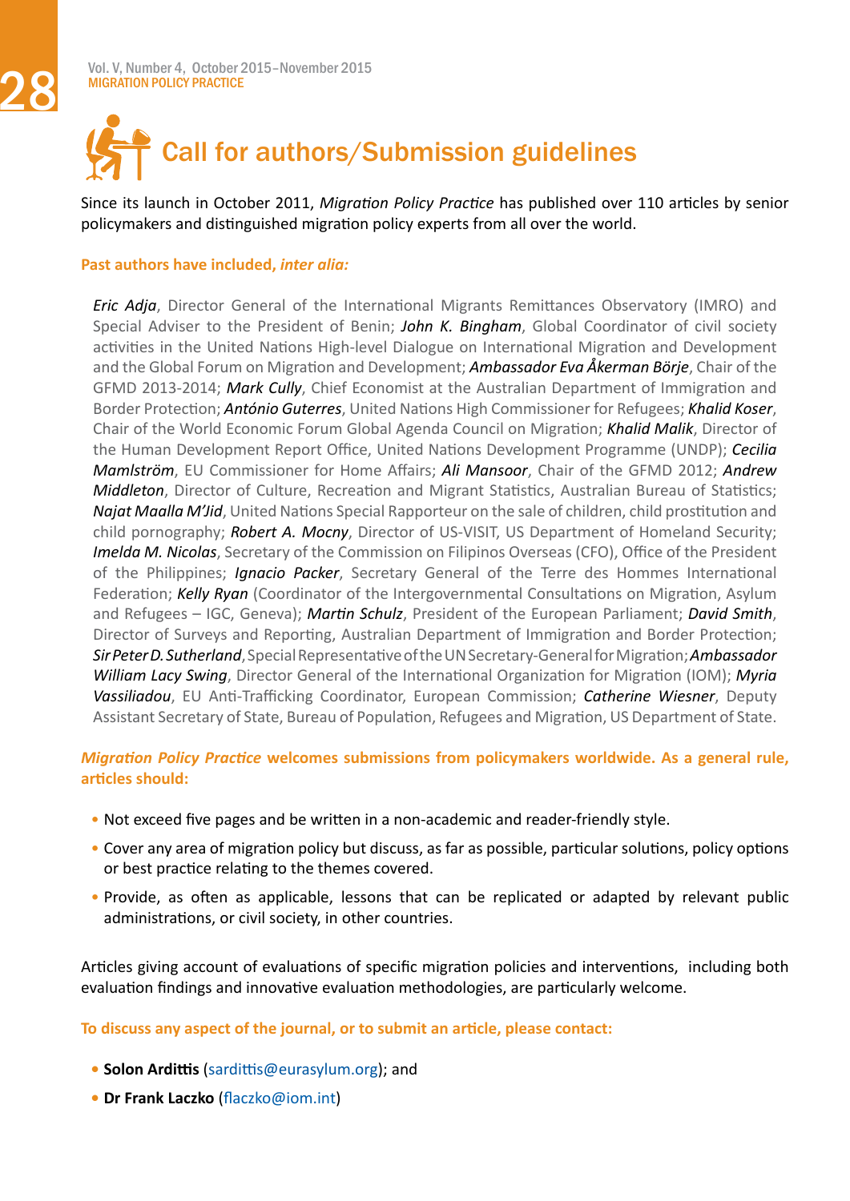# Call for authors/Submission guidelines

Since its launch in October 2011, *Migration Policy Practice* has published over 110 articles by senior policymakers and distinguished migration policy experts from all over the world.

**Past authors have included, *inter alia:***

*Eric Adja*, Director General of the International Migrants Remittances Observatory (IMRO) and Special Adviser to the President of Benin; *John K. Bingham*, Global Coordinator of civil society activities in the United Nations High-level Dialogue on International Migration and Development and the Global Forum on Migration and Development; *Ambassador Eva Åkerman Börje*, Chair of the GFMD 2013-2014; *Mark Cully*, Chief Economist at the Australian Department of Immigration and Border Protection; *António Guterres*, United Nations High Commissioner for Refugees; *Khalid Koser*, Chair of the World Economic Forum Global Agenda Council on Migration; *Khalid Malik*, Director of the Human Development Report Office, United Nations Development Programme (UNDP); *Cecilia Mamlström*, EU Commissioner for Home Affairs; *Ali Mansoor*, Chair of the GFMD 2012; *Andrew Middleton*, Director of Culture, Recreation and Migrant Statistics, Australian Bureau of Statistics; *Najat Maalla M'Jid*, United Nations Special Rapporteur on the sale of children, child prostitution and child pornography; *Robert A. Mocny*, Director of US-VISIT, US Department of Homeland Security; *Imelda M. Nicolas*, Secretary of the Commission on Filipinos Overseas (CFO), Office of the President of the Philippines; *Ignacio Packer*, Secretary General of the Terre des Hommes International Federation; *Kelly Ryan* (Coordinator of the Intergovernmental Consultations on Migration, Asylum and Refugees – IGC, Geneva); *Martin Schulz*, President of the European Parliament; *David Smith*, Director of Surveys and Reporting, Australian Department of Immigration and Border Protection; *Sir Peter D. Sutherland*, Special Representative of the UN Secretary-General for Migration; *Ambassador William Lacy Swing*, Director General of the International Organization for Migration (IOM); *Myria Vassiliadou*, EU Anti-Trafficking Coordinator, European Commission; *Catherine Wiesner*, Deputy Assistant Secretary of State, Bureau of Population, Refugees and Migration, US Department of State.

***Migration Policy Practice* welcomes submissions from policymakers worldwide. As a general rule, articles should:**

- Not exceed five pages and be written in a non-academic and reader-friendly style.
- Cover any area of migration policy but discuss, as far as possible, particular solutions, policy options or best practice relating to the themes covered.
- Provide, as often as applicable, lessons that can be replicated or adapted by relevant public administrations, or civil society, in other countries.

Articles giving account of evaluations of specific migration policies and interventions, including both evaluation findings and innovative evaluation methodologies, are particularly welcome.

**To discuss any aspect of the journal, or to submit an article, please contact:**

- **Solon Ardittis** (sardittis@eurasylum.org); and
- **Dr Frank Laczko** (flaczko@iom.int)